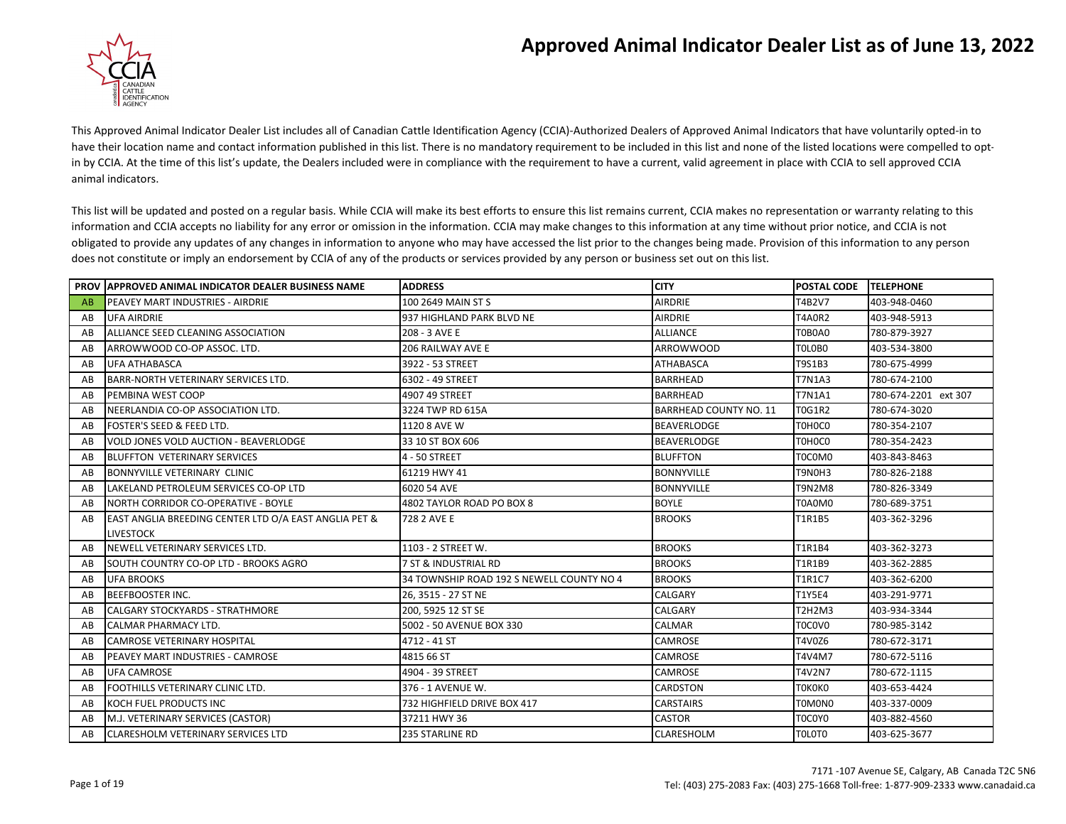# Approved Animal Indicator Dealer List as of June 13, 2022

This Approved Animal Indicator Dealer List includes all of Canadian Cattle Identification Agency (CCIA)-Authorized Dealers of Approved Animal Indicators that have voluntarily opted-in to have their location name and contact information published in this list. There is no mandatory requirement to be included in this list and none of the listed locations were compelled to opt-in by CCIA. At the time of this list's update, the Dealers included were in compliance with the requirement to have a current, valid agreement in place with CCIA to sell approved CCIA animal indicators.

This list will be updated and posted on a regular basis. While CCIA will make its best efforts to ensure this list remains current, CCIA makes no representation or warranty relating to this information and CCIA accepts no liability for any error or omission in the information. CCIA may make changes to this information at any time without prior notice, and CCIA is not obligated to provide any updates of any changes in information to anyone who may have accessed the list prior to the changes being made. Provision of this information to any person does not constitute or imply an endorsement by CCIA of any of the products or services provided by any person or business set out on this list.

| PROV | APPROVED ANIMAL INDICATOR DEALER BUSINESS NAME | ADDRESS | CITY | POSTAL CODE | TELEPHONE |
|---|---|---|---|---|---|
| AB | PEAVEY MART INDUSTRIES - AIRDRIE | 100 2649 MAIN ST S | AIRDRIE | T4B2V7 | 403-948-0460 |
| AB | UFA AIRDRIE | 937 HIGHLAND PARK BLVD NE | AIRDRIE | T4A0R2 | 403-948-5913 |
| AB | ALLIANCE SEED CLEANING ASSOCIATION | 208 - 3 AVE E | ALLIANCE | T0B0A0 | 780-879-3927 |
| AB | ARROWWOOD CO-OP ASSOC. LTD. | 206 RAILWAY AVE E | ARROWWOOD | T0L0B0 | 403-534-3800 |
| AB | UFA ATHABASCA | 3922 - 53 STREET | ATHABASCA | T9S1B3 | 780-675-4999 |
| AB | BARR-NORTH VETERINARY SERVICES LTD. | 6302 - 49 STREET | BARRHEAD | T7N1A3 | 780-674-2100 |
| AB | PEMBINA WEST COOP | 4907 49 STREET | BARRHEAD | T7N1A1 | 780-674-2201 ext 307 |
| AB | NEERLANDIA CO-OP ASSOCIATION LTD. | 3224 TWP RD 615A | BARRHEAD COUNTY NO. 11 | T0G1R2 | 780-674-3020 |
| AB | FOSTER'S SEED & FEED LTD. | 1120 8 AVE W | BEAVERLODGE | T0H0C0 | 780-354-2107 |
| AB | VOLD JONES VOLD AUCTION - BEAVERLODGE | 33 10 ST BOX 606 | BEAVERLODGE | T0H0C0 | 780-354-2423 |
| AB | BLUFFTON VETERINARY SERVICES | 4 - 50 STREET | BLUFFTON | T0C0M0 | 403-843-8463 |
| AB | BONNYVILLE VETERINARY CLINIC | 61219 HWY 41 | BONNYVILLE | T9N0H3 | 780-826-2188 |
| AB | LAKELAND PETROLEUM SERVICES CO-OP LTD | 6020 54 AVE | BONNYVILLE | T9N2M8 | 780-826-3349 |
| AB | NORTH CORRIDOR CO-OPERATIVE - BOYLE | 4802 TAYLOR ROAD PO BOX 8 | BOYLE | T0A0M0 | 780-689-3751 |
| AB | EAST ANGLIA BREEDING CENTER LTD O/A EAST ANGLIA PET & LIVESTOCK | 728 2 AVE E | BROOKS | T1R1B5 | 403-362-3296 |
| AB | NEWELL VETERINARY SERVICES LTD. | 1103 - 2 STREET W. | BROOKS | T1R1B4 | 403-362-3273 |
| AB | SOUTH COUNTRY CO-OP LTD - BROOKS AGRO | 7 ST & INDUSTRIAL RD | BROOKS | T1R1B9 | 403-362-2885 |
| AB | UFA BROOKS | 34 TOWNSHIP ROAD 192 S NEWELL COUNTY NO 4 | BROOKS | T1R1C7 | 403-362-6200 |
| AB | BEEFBOOSTER INC. | 26, 3515 - 27 ST NE | CALGARY | T1Y5E4 | 403-291-9771 |
| AB | CALGARY STOCKYARDS - STRATHMORE | 200, 5925 12 ST SE | CALGARY | T2H2M3 | 403-934-3344 |
| AB | CALMAR PHARMACY LTD. | 5002 - 50 AVENUE BOX 330 | CALMAR | T0C0V0 | 780-985-3142 |
| AB | CAMROSE VETERINARY HOSPITAL | 4712 - 41 ST | CAMROSE | T4V0Z6 | 780-672-3171 |
| AB | PEAVEY MART INDUSTRIES - CAMROSE | 4815 66 ST | CAMROSE | T4V4M7 | 780-672-5116 |
| AB | UFA CAMROSE | 4904 - 39 STREET | CAMROSE | T4V2N7 | 780-672-1115 |
| AB | FOOTHILLS VETERINARY CLINIC LTD. | 376 - 1 AVENUE W. | CARDSTON | T0K0K0 | 403-653-4424 |
| AB | KOCH FUEL PRODUCTS INC | 732 HIGHFIELD DRIVE BOX 417 | CARSTAIRS | T0M0N0 | 403-337-0009 |
| AB | M.J. VETERINARY SERVICES (CASTOR) | 37211 HWY 36 | CASTOR | T0C0Y0 | 403-882-4560 |
| AB | CLARESHOLM VETERINARY SERVICES LTD | 235 STARLINE RD | CLARESHOLM | T0L0T0 | 403-625-3677 |

7171 -107 Avenue SE, Calgary, AB Canada T2C 5N6
Tel: (403) 275-2083 Fax: (403) 275-1668 Toll-free: 1-877-909-2333 www.canadaid.ca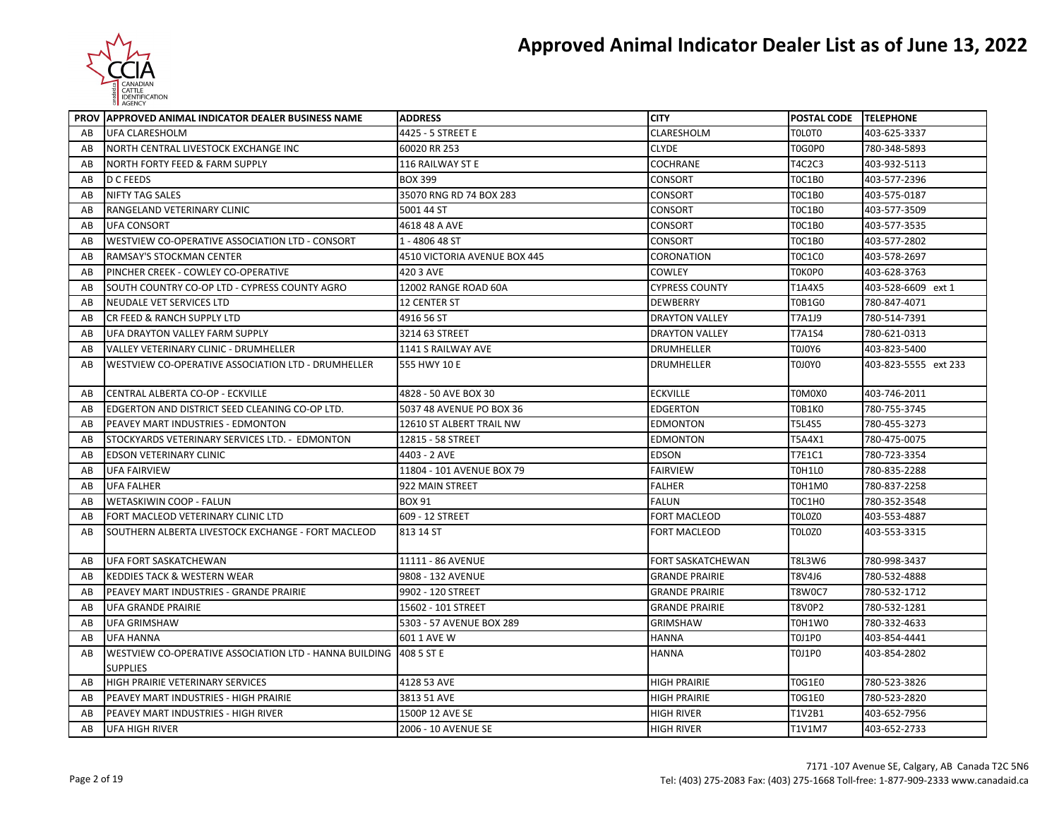# Approved Animal Indicator Dealer List as of June 13, 2022

| PROV | APPROVED ANIMAL INDICATOR DEALER BUSINESS NAME | ADDRESS | CITY | POSTAL CODE | TELEPHONE |
|---|---|---|---|---|---|
| AB | UFA CLARESHOLM | 4425 - 5 STREET E | CLARESHOLM | T0L0T0 | 403-625-3337 |
| AB | NORTH CENTRAL LIVESTOCK EXCHANGE INC | 60020 RR 253 | CLYDE | T0G0P0 | 780-348-5893 |
| AB | NORTH FORTY FEED & FARM SUPPLY | 116 RAILWAY ST E | COCHRANE | T4C2C3 | 403-932-5113 |
| AB | D C FEEDS | BOX 399 | CONSORT | T0C1B0 | 403-577-2396 |
| AB | NIFTY TAG SALES | 35070 RNG RD 74 BOX 283 | CONSORT | T0C1B0 | 403-575-0187 |
| AB | RANGELAND VETERINARY CLINIC | 5001 44 ST | CONSORT | T0C1B0 | 403-577-3509 |
| AB | UFA CONSORT | 4618 48 A AVE | CONSORT | T0C1B0 | 403-577-3535 |
| AB | WESTVIEW CO-OPERATIVE ASSOCIATION LTD - CONSORT | 1 - 4806 48 ST | CONSORT | T0C1B0 | 403-577-2802 |
| AB | RAMSAY'S STOCKMAN CENTER | 4510 VICTORIA AVENUE BOX 445 | CORONATION | T0C1C0 | 403-578-2697 |
| AB | PINCHER CREEK - COWLEY CO-OPERATIVE | 420 3 AVE | COWLEY | T0K0P0 | 403-628-3763 |
| AB | SOUTH COUNTRY CO-OP LTD - CYPRESS COUNTY AGRO | 12002 RANGE ROAD 60A | CYPRESS COUNTY | T1A4X5 | 403-528-6609 ext 1 |
| AB | NEUDALE VET SERVICES LTD | 12 CENTER ST | DEWBERRY | T0B1G0 | 780-847-4071 |
| AB | CR FEED & RANCH SUPPLY LTD | 4916 56 ST | DRAYTON VALLEY | T7A1J9 | 780-514-7391 |
| AB | UFA DRAYTON VALLEY FARM SUPPLY | 3214 63 STREET | DRAYTON VALLEY | T7A1S4 | 780-621-0313 |
| AB | VALLEY VETERINARY CLINIC - DRUMHELLER | 1141 S RAILWAY AVE | DRUMHELLER | T0J0Y6 | 403-823-5400 |
| AB | WESTVIEW CO-OPERATIVE ASSOCIATION LTD - DRUMHELLER | 555 HWY 10 E | DRUMHELLER | T0J0Y0 | 403-823-5555 ext 233 |
| AB | CENTRAL ALBERTA CO-OP - ECKVILLE | 4828 - 50 AVE BOX 30 | ECKVILLE | T0M0X0 | 403-746-2011 |
| AB | EDGERTON AND DISTRICT SEED CLEANING CO-OP LTD. | 5037 48 AVENUE PO BOX 36 | EDGERTON | T0B1K0 | 780-755-3745 |
| AB | PEAVEY MART INDUSTRIES - EDMONTON | 12610 ST ALBERT TRAIL NW | EDMONTON | T5L4S5 | 780-455-3273 |
| AB | STOCKYARDS VETERINARY SERVICES LTD. - EDMONTON | 12815 - 58 STREET | EDMONTON | T5A4X1 | 780-475-0075 |
| AB | EDSON VETERINARY CLINIC | 4403 - 2 AVE | EDSON | T7E1C1 | 780-723-3354 |
| AB | UFA FAIRVIEW | 11804 - 101 AVENUE BOX 79 | FAIRVIEW | T0H1L0 | 780-835-2288 |
| AB | UFA FALHER | 922 MAIN STREET | FALHER | T0H1M0 | 780-837-2258 |
| AB | WETASKIWIN COOP - FALUN | BOX 91 | FALUN | T0C1H0 | 780-352-3548 |
| AB | FORT MACLEOD VETERINARY CLINIC LTD | 609 - 12 STREET | FORT MACLEOD | T0L0Z0 | 403-553-4887 |
| AB | SOUTHERN ALBERTA LIVESTOCK EXCHANGE - FORT MACLEOD | 813 14 ST | FORT MACLEOD | T0L0Z0 | 403-553-3315 |
| AB | UFA FORT SASKATCHEWAN | 11111 - 86 AVENUE | FORT SASKATCHEWAN | T8L3W6 | 780-998-3437 |
| AB | KEDDIES TACK & WESTERN WEAR | 9808 - 132 AVENUE | GRANDE PRAIRIE | T8V4J6 | 780-532-4888 |
| AB | PEAVEY MART INDUSTRIES - GRANDE PRAIRIE | 9902 - 120 STREET | GRANDE PRAIRIE | T8W0C7 | 780-532-1712 |
| AB | UFA GRANDE PRAIRIE | 15602 - 101 STREET | GRANDE PRAIRIE | T8V0P2 | 780-532-1281 |
| AB | UFA GRIMSHAW | 5303 - 57 AVENUE BOX 289 | GRIMSHAW | T0H1W0 | 780-332-4633 |
| AB | UFA HANNA | 601 1 AVE W | HANNA | T0J1P0 | 403-854-4441 |
| AB | WESTVIEW CO-OPERATIVE ASSOCIATION LTD - HANNA BUILDING SUPPLIES | 408 5 ST E | HANNA | T0J1P0 | 403-854-2802 |
| AB | HIGH PRAIRIE VETERINARY SERVICES | 4128 53 AVE | HIGH PRAIRIE | T0G1E0 | 780-523-3826 |
| AB | PEAVEY MART INDUSTRIES - HIGH PRAIRIE | 3813 51 AVE | HIGH PRAIRIE | T0G1E0 | 780-523-2820 |
| AB | PEAVEY MART INDUSTRIES - HIGH RIVER | 1500P 12 AVE SE | HIGH RIVER | T1V2B1 | 403-652-7956 |
| AB | UFA HIGH RIVER | 2006 - 10 AVENUE SE | HIGH RIVER | T1V1M7 | 403-652-2733 |

7171 -107 Avenue SE, Calgary, AB Canada T2C 5N6
Tel: (403) 275-2083 Fax: (403) 275-1668 Toll-free: 1-877-909-2333 www.canadaid.ca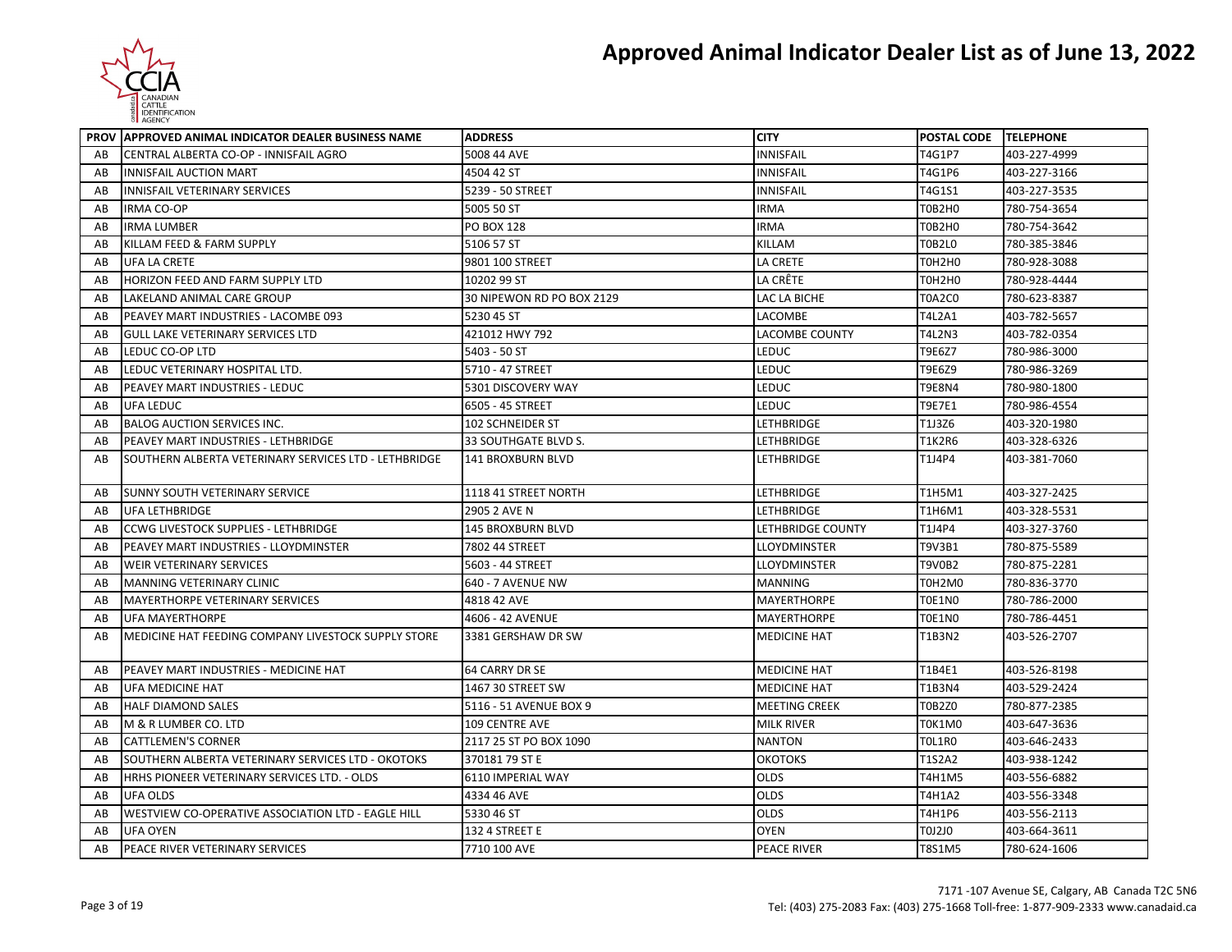# Approved Animal Indicator Dealer List as of June 13, 2022

| PROV | APPROVED ANIMAL INDICATOR DEALER BUSINESS NAME | ADDRESS | CITY | POSTAL CODE | TELEPHONE |
|---|---|---|---|---|---|
| AB | CENTRAL ALBERTA CO-OP - INNISFAIL AGRO | 5008 44 AVE | INNISFAIL | T4G1P7 | 403-227-4999 |
| AB | INNISFAIL AUCTION MART | 4504 42 ST | INNISFAIL | T4G1P6 | 403-227-3166 |
| AB | INNISFAIL VETERINARY SERVICES | 5239 - 50 STREET | INNISFAIL | T4G1S1 | 403-227-3535 |
| AB | IRMA CO-OP | 5005 50 ST | IRMA | T0B2H0 | 780-754-3654 |
| AB | IRMA LUMBER | PO BOX 128 | IRMA | T0B2H0 | 780-754-3642 |
| AB | KILLAM FEED & FARM SUPPLY | 5106 57 ST | KILLAM | T0B2L0 | 780-385-3846 |
| AB | UFA LA CRETE | 9801 100 STREET | LA CRETE | T0H2H0 | 780-928-3088 |
| AB | HORIZON FEED AND FARM SUPPLY LTD | 10202 99 ST | LA CRÊTE | T0H2H0 | 780-928-4444 |
| AB | LAKELAND ANIMAL CARE GROUP | 30 NIPEWON RD PO BOX 2129 | LAC LA BICHE | T0A2C0 | 780-623-8387 |
| AB | PEAVEY MART INDUSTRIES - LACOMBE 093 | 5230 45 ST | LACOMBE | T4L2A1 | 403-782-5657 |
| AB | GULL LAKE VETERINARY SERVICES LTD | 421012 HWY 792 | LACOMBE COUNTY | T4L2N3 | 403-782-0354 |
| AB | LEDUC CO-OP LTD | 5403 - 50 ST | LEDUC | T9E6Z7 | 780-986-3000 |
| AB | LEDUC VETERINARY HOSPITAL LTD. | 5710 - 47 STREET | LEDUC | T9E6Z9 | 780-986-3269 |
| AB | PEAVEY MART INDUSTRIES - LEDUC | 5301 DISCOVERY WAY | LEDUC | T9E8N4 | 780-980-1800 |
| AB | UFA LEDUC | 6505 - 45 STREET | LEDUC | T9E7E1 | 780-986-4554 |
| AB | BALOG AUCTION SERVICES INC. | 102 SCHNEIDER ST | LETHBRIDGE | T1J3Z6 | 403-320-1980 |
| AB | PEAVEY MART INDUSTRIES - LETHBRIDGE | 33 SOUTHGATE BLVD S. | LETHBRIDGE | T1K2R6 | 403-328-6326 |
| AB | SOUTHERN ALBERTA VETERINARY SERVICES LTD - LETHBRIDGE | 141 BROXBURN BLVD | LETHBRIDGE | T1J4P4 | 403-381-7060 |
| AB | SUNNY SOUTH VETERINARY SERVICE | 1118 41 STREET NORTH | LETHBRIDGE | T1H5M1 | 403-327-2425 |
| AB | UFA LETHBRIDGE | 2905 2 AVE N | LETHBRIDGE | T1H6M1 | 403-328-5531 |
| AB | CCWG LIVESTOCK SUPPLIES - LETHBRIDGE | 145 BROXBURN BLVD | LETHBRIDGE COUNTY | T1J4P4 | 403-327-3760 |
| AB | PEAVEY MART INDUSTRIES - LLOYDMINSTER | 7802 44 STREET | LLOYDMINSTER | T9V3B1 | 780-875-5589 |
| AB | WEIR VETERINARY SERVICES | 5603 - 44 STREET | LLOYDMINSTER | T9V0B2 | 780-875-2281 |
| AB | MANNING VETERINARY CLINIC | 640 - 7 AVENUE NW | MANNING | T0H2M0 | 780-836-3770 |
| AB | MAYERTHORPE VETERINARY SERVICES | 4818 42 AVE | MAYERTHORPE | T0E1N0 | 780-786-2000 |
| AB | UFA MAYERTHORPE | 4606 - 42 AVENUE | MAYERTHORPE | T0E1N0 | 780-786-4451 |
| AB | MEDICINE HAT FEEDING COMPANY LIVESTOCK SUPPLY STORE | 3381 GERSHAW DR SW | MEDICINE HAT | T1B3N2 | 403-526-2707 |
| AB | PEAVEY MART INDUSTRIES - MEDICINE HAT | 64 CARRY DR SE | MEDICINE HAT | T1B4E1 | 403-526-8198 |
| AB | UFA MEDICINE HAT | 1467 30 STREET SW | MEDICINE HAT | T1B3N4 | 403-529-2424 |
| AB | HALF DIAMOND SALES | 5116 - 51 AVENUE BOX 9 | MEETING CREEK | T0B2Z0 | 780-877-2385 |
| AB | M & R LUMBER CO. LTD | 109 CENTRE AVE | MILK RIVER | T0K1M0 | 403-647-3636 |
| AB | CATTLEMEN'S CORNER | 2117 25 ST PO BOX 1090 | NANTON | T0L1R0 | 403-646-2433 |
| AB | SOUTHERN ALBERTA VETERINARY SERVICES LTD - OKOTOKS | 370181 79 ST E | OKOTOKS | T1S2A2 | 403-938-1242 |
| AB | HRHS PIONEER VETERINARY SERVICES LTD. - OLDS | 6110 IMPERIAL WAY | OLDS | T4H1M5 | 403-556-6882 |
| AB | UFA OLDS | 4334 46 AVE | OLDS | T4H1A2 | 403-556-3348 |
| AB | WESTVIEW CO-OPERATIVE ASSOCIATION LTD - EAGLE HILL | 5330 46 ST | OLDS | T4H1P6 | 403-556-2113 |
| AB | UFA OYEN | 132 4 STREET E | OYEN | T0J2J0 | 403-664-3611 |
| AB | PEACE RIVER VETERINARY SERVICES | 7710 100 AVE | PEACE RIVER | T8S1M5 | 780-624-1606 |

7171 -107 Avenue SE, Calgary, AB Canada T2C 5N6
Tel: (403) 275-2083 Fax: (403) 275-1668 Toll-free: 1-877-909-2333 www.canadaid.ca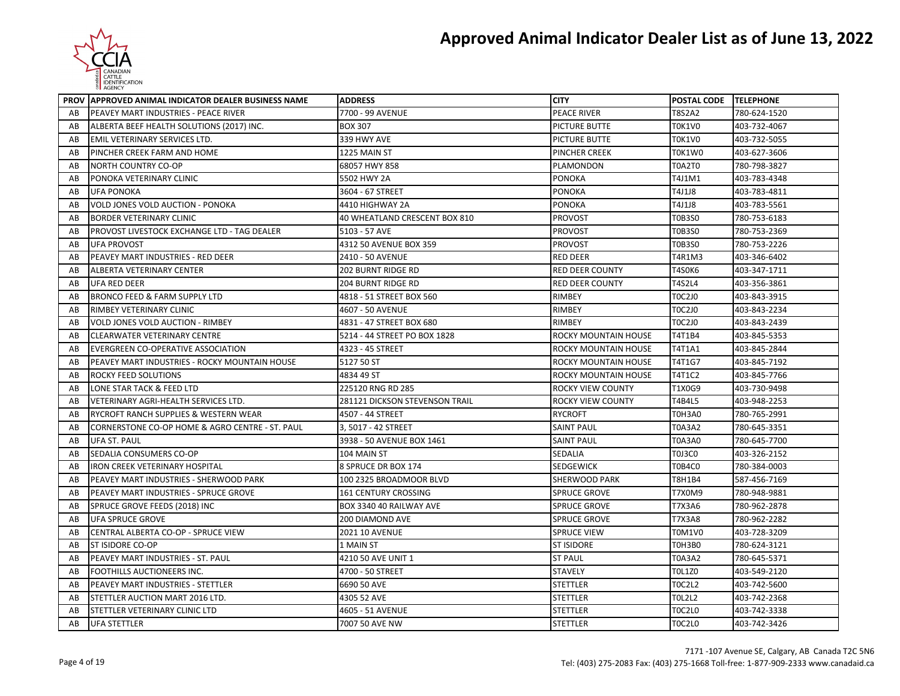# Approved Animal Indicator Dealer List as of June 13, 2022

| PROV | APPROVED ANIMAL INDICATOR DEALER BUSINESS NAME | ADDRESS | CITY | POSTAL CODE | TELEPHONE |
|---|---|---|---|---|---|
| AB | PEAVEY MART INDUSTRIES - PEACE RIVER | 7700 - 99 AVENUE | PEACE RIVER | T8S2A2 | 780-624-1520 |
| AB | ALBERTA BEEF HEALTH SOLUTIONS (2017) INC. | BOX 307 | PICTURE BUTTE | T0K1V0 | 403-732-4067 |
| AB | EMIL VETERINARY SERVICES LTD. | 339 HWY AVE | PICTURE BUTTE | T0K1V0 | 403-732-5055 |
| AB | PINCHER CREEK FARM AND HOME | 1225 MAIN ST | PINCHER CREEK | T0K1W0 | 403-627-3606 |
| AB | NORTH COUNTRY CO-OP | 68057 HWY 858 | PLAMONDON | T0A2T0 | 780-798-3827 |
| AB | PONOKA VETERINARY CLINIC | 5502 HWY 2A | PONOKA | T4J1M1 | 403-783-4348 |
| AB | UFA PONOKA | 3604 - 67 STREET | PONOKA | T4J1J8 | 403-783-4811 |
| AB | VOLD JONES VOLD AUCTION - PONOKA | 4410 HIGHWAY 2A | PONOKA | T4J1J8 | 403-783-5561 |
| AB | BORDER VETERINARY CLINIC | 40 WHEATLAND CRESCENT BOX 810 | PROVOST | T0B3S0 | 780-753-6183 |
| AB | PROVOST LIVESTOCK EXCHANGE LTD - TAG DEALER | 5103 - 57 AVE | PROVOST | T0B3S0 | 780-753-2369 |
| AB | UFA PROVOST | 4312 50 AVENUE BOX 359 | PROVOST | T0B3S0 | 780-753-2226 |
| AB | PEAVEY MART INDUSTRIES - RED DEER | 2410 - 50 AVENUE | RED DEER | T4R1M3 | 403-346-6402 |
| AB | ALBERTA VETERINARY CENTER | 202 BURNT RIDGE RD | RED DEER COUNTY | T4S0K6 | 403-347-1711 |
| AB | UFA RED DEER | 204 BURNT RIDGE RD | RED DEER COUNTY | T4S2L4 | 403-356-3861 |
| AB | BRONCO FEED & FARM SUPPLY LTD | 4818 - 51 STREET BOX 560 | RIMBEY | T0C2J0 | 403-843-3915 |
| AB | RIMBEY VETERINARY CLINIC | 4607 - 50 AVENUE | RIMBEY | T0C2J0 | 403-843-2234 |
| AB | VOLD JONES VOLD AUCTION - RIMBEY | 4831 - 47 STREET BOX 680 | RIMBEY | T0C2J0 | 403-843-2439 |
| AB | CLEARWATER VETERINARY CENTRE | 5214 - 44 STREET PO BOX 1828 | ROCKY MOUNTAIN HOUSE | T4T1B4 | 403-845-5353 |
| AB | EVERGREEN CO-OPERATIVE ASSOCIATION | 4323 - 45 STREET | ROCKY MOUNTAIN HOUSE | T4T1A1 | 403-845-2844 |
| AB | PEAVEY MART INDUSTRIES - ROCKY MOUNTAIN HOUSE | 5127 50 ST | ROCKY MOUNTAIN HOUSE | T4T1G7 | 403-845-7192 |
| AB | ROCKY FEED SOLUTIONS | 4834 49 ST | ROCKY MOUNTAIN HOUSE | T4T1C2 | 403-845-7766 |
| AB | LONE STAR TACK & FEED LTD | 225120 RNG RD 285 | ROCKY VIEW COUNTY | T1X0G9 | 403-730-9498 |
| AB | VETERINARY AGRI-HEALTH SERVICES LTD. | 281121 DICKSON STEVENSON TRAIL | ROCKY VIEW COUNTY | T4B4L5 | 403-948-2253 |
| AB | RYCROFT RANCH SUPPLIES & WESTERN WEAR | 4507 - 44 STREET | RYCROFT | T0H3A0 | 780-765-2991 |
| AB | CORNERSTONE CO-OP HOME & AGRO CENTRE - ST. PAUL | 3, 5017 - 42 STREET | SAINT PAUL | T0A3A2 | 780-645-3351 |
| AB | UFA ST. PAUL | 3938 - 50 AVENUE BOX 1461 | SAINT PAUL | T0A3A0 | 780-645-7700 |
| AB | SEDALIA CONSUMERS CO-OP | 104 MAIN ST | SEDALIA | T0J3C0 | 403-326-2152 |
| AB | IRON CREEK VETERINARY HOSPITAL | 8 SPRUCE DR BOX 174 | SEDGEWICK | T0B4C0 | 780-384-0003 |
| AB | PEAVEY MART INDUSTRIES - SHERWOOD PARK | 100 2325 BROADMOOR BLVD | SHERWOOD PARK | T8H1B4 | 587-456-7169 |
| AB | PEAVEY MART INDUSTRIES - SPRUCE GROVE | 161 CENTURY CROSSING | SPRUCE GROVE | T7X0M9 | 780-948-9881 |
| AB | SPRUCE GROVE FEEDS (2018) INC | BOX 3340 40 RAILWAY AVE | SPRUCE GROVE | T7X3A6 | 780-962-2878 |
| AB | UFA SPRUCE GROVE | 200 DIAMOND AVE | SPRUCE GROVE | T7X3A8 | 780-962-2282 |
| AB | CENTRAL ALBERTA CO-OP - SPRUCE VIEW | 2021 10 AVENUE | SPRUCE VIEW | T0M1V0 | 403-728-3209 |
| AB | ST ISIDORE CO-OP | 1 MAIN ST | ST ISIDORE | T0H3B0 | 780-624-3121 |
| AB | PEAVEY MART INDUSTRIES - ST. PAUL | 4210 50 AVE UNIT 1 | ST PAUL | T0A3A2 | 780-645-5371 |
| AB | FOOTHILLS AUCTIONEERS INC. | 4700 - 50 STREET | STAVELY | T0L1Z0 | 403-549-2120 |
| AB | PEAVEY MART INDUSTRIES - STETTLER | 6690 50 AVE | STETTLER | T0C2L2 | 403-742-5600 |
| AB | STETTLER AUCTION MART 2016 LTD. | 4305 52 AVE | STETTLER | T0L2L2 | 403-742-2368 |
| AB | STETTLER VETERINARY CLINIC LTD | 4605 - 51 AVENUE | STETTLER | T0C2L0 | 403-742-3338 |
| AB | UFA STETTLER | 7007 50 AVE NW | STETTLER | T0C2L0 | 403-742-3426 |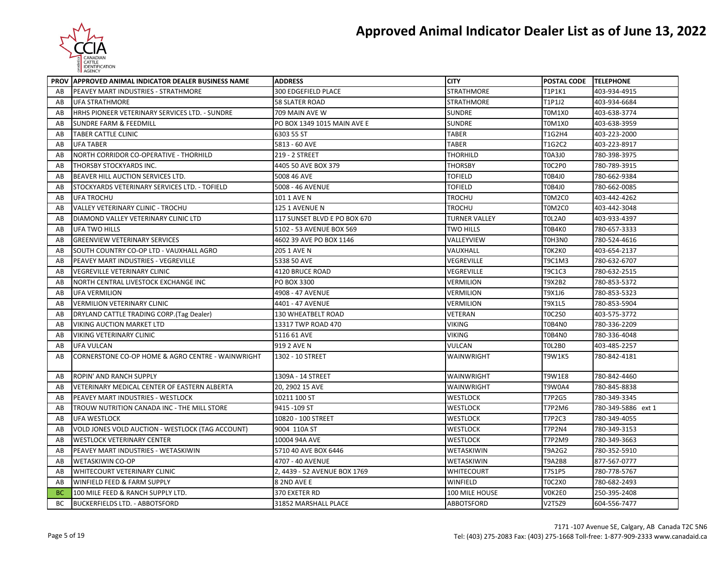# Approved Animal Indicator Dealer List as of June 13, 2022

| PROV | APPROVED ANIMAL INDICATOR DEALER BUSINESS NAME | ADDRESS | CITY | POSTAL CODE | TELEPHONE |
|---|---|---|---|---|---|
| AB | PEAVEY MART INDUSTRIES - STRATHMORE | 300 EDGEFIELD PLACE | STRATHMORE | T1P1K1 | 403-934-4915 |
| AB | UFA STRATHMORE | 58 SLATER ROAD | STRATHMORE | T1P1J2 | 403-934-6684 |
| AB | HRHS PIONEER VETERINARY SERVICES LTD. - SUNDRE | 709 MAIN AVE W | SUNDRE | T0M1X0 | 403-638-3774 |
| AB | SUNDRE FARM & FEEDMILL | PO BOX 1349 1015 MAIN AVE E | SUNDRE | T0M1X0 | 403-638-3959 |
| AB | TABER CATTLE CLINIC | 6303 55 ST | TABER | T1G2H4 | 403-223-2000 |
| AB | UFA TABER | 5813 - 60 AVE | TABER | T1G2C2 | 403-223-8917 |
| AB | NORTH CORRIDOR CO-OPERATIVE - THORHILD | 219 - 2 STREET | THORHILD | T0A3J0 | 780-398-3975 |
| AB | THORSBY STOCKYARDS INC. | 4405 50 AVE BOX 379 | THORSBY | T0C2P0 | 780-789-3915 |
| AB | BEAVER HILL AUCTION SERVICES LTD. | 5008 46 AVE | TOFIELD | T0B4J0 | 780-662-9384 |
| AB | STOCKYARDS VETERINARY SERVICES LTD. - TOFIELD | 5008 - 46 AVENUE | TOFIELD | T0B4J0 | 780-662-0085 |
| AB | UFA TROCHU | 101 1 AVE N | TROCHU | T0M2C0 | 403-442-4262 |
| AB | VALLEY VETERINARY CLINIC - TROCHU | 125 1 AVENUE N | TROCHU | T0M2C0 | 403-442-3048 |
| AB | DIAMOND VALLEY VETERINARY CLINIC LTD | 117 SUNSET BLVD E PO BOX 670 | TURNER VALLEY | T0L2A0 | 403-933-4397 |
| AB | UFA TWO HILLS | 5102 - 53 AVENUE BOX 569 | TWO HILLS | T0B4K0 | 780-657-3333 |
| AB | GREENVIEW VETERINARY SERVICES | 4602 39 AVE PO BOX 1146 | VALLEYVIEW | T0H3N0 | 780-524-4616 |
| AB | SOUTH COUNTRY CO-OP LTD - VAUXHALL AGRO | 205 1 AVE N | VAUXHALL | T0K2K0 | 403-654-2137 |
| AB | PEAVEY MART INDUSTRIES - VEGREVILLE | 5338 50 AVE | VEGREVILLE | T9C1M3 | 780-632-6707 |
| AB | VEGREVILLE VETERINARY CLINIC | 4120 BRUCE ROAD | VEGREVILLE | T9C1C3 | 780-632-2515 |
| AB | NORTH CENTRAL LIVESTOCK EXCHANGE INC | PO BOX 3300 | VERMILION | T9X2B2 | 780-853-5372 |
| AB | UFA VERMILION | 4908 - 47 AVENUE | VERMILION | T9X1J6 | 780-853-5323 |
| AB | VERMILION VETERINARY CLINIC | 4401 - 47 AVENUE | VERMILION | T9X1L5 | 780-853-5904 |
| AB | DRYLAND CATTLE TRADING CORP.(Tag Dealer) | 130 WHEATBELT ROAD | VETERAN | T0C2S0 | 403-575-3772 |
| AB | VIKING AUCTION MARKET LTD | 13317 TWP ROAD 470 | VIKING | T0B4N0 | 780-336-2209 |
| AB | VIKING VETERINARY CLINIC | 5116 61 AVE | VIKING | T0B4N0 | 780-336-4048 |
| AB | UFA VULCAN | 919 2 AVE N | VULCAN | T0L2B0 | 403-485-2257 |
| AB | CORNERSTONE CO-OP HOME & AGRO CENTRE - WAINWRIGHT | 1302 - 10 STREET | WAINWRIGHT | T9W1K5 | 780-842-4181 |
| AB | ROPIN' AND RANCH SUPPLY | 1309A - 14 STREET | WAINWRIGHT | T9W1E8 | 780-842-4460 |
| AB | VETERINARY MEDICAL CENTER OF EASTERN ALBERTA | 20, 2902 15 AVE | WAINWRIGHT | T9W0A4 | 780-845-8838 |
| AB | PEAVEY MART INDUSTRIES - WESTLOCK | 10211 100 ST | WESTLOCK | T7P2G5 | 780-349-3345 |
| AB | TROUW NUTRITION CANADA INC - THE MILL STORE | 9415 -109 ST | WESTLOCK | T7P2M6 | 780-349-5886 ext 1 |
| AB | UFA WESTLOCK | 10820 - 100 STREET | WESTLOCK | T7P2C3 | 780-349-4055 |
| AB | VOLD JONES VOLD AUCTION - WESTLOCK (TAG ACCOUNT) | 9004 110A ST | WESTLOCK | T7P2N4 | 780-349-3153 |
| AB | WESTLOCK VETERINARY CENTER | 10004 94A AVE | WESTLOCK | T7P2M9 | 780-349-3663 |
| AB | PEAVEY MART INDUSTRIES - WETASKIWIN | 5710 40 AVE BOX 6446 | WETASKIWIN | T9A2G2 | 780-352-5910 |
| AB | WETASKIWIN CO-OP | 4707 - 40 AVENUE | WETASKIWIN | T9A2B8 | 877-567-0777 |
| AB | WHITECOURT VETERINARY CLINIC | 2, 4439 - 52 AVENUE BOX 1769 | WHITECOURT | T7S1P5 | 780-778-5767 |
| AB | WINFIELD FEED & FARM SUPPLY | 8 2ND AVE E | WINFIELD | T0C2X0 | 780-682-2493 |
| BC | 100 MILE FEED & RANCH SUPPLY LTD. | 370 EXETER RD | 100 MILE HOUSE | V0K2E0 | 250-395-2408 |
| BC | BUCKERFIELDS LTD. - ABBOTSFORD | 31852 MARSHALL PLACE | ABBOTSFORD | V2T5Z9 | 604-556-7477 |

7171 -107 Avenue SE, Calgary, AB Canada T2C 5N6
Tel: (403) 275-2083 Fax: (403) 275-1668 Toll-free: 1-877-909-2333 www.canadaid.ca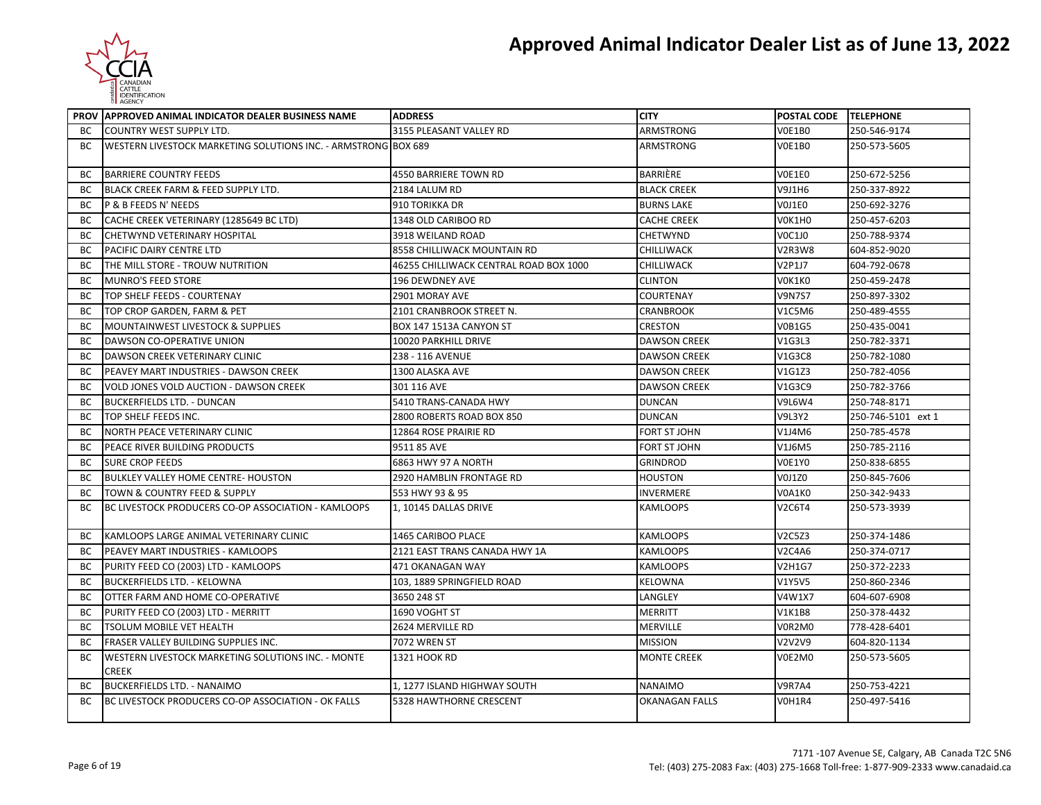# Approved Animal Indicator Dealer List as of June 13, 2022

| PROV | APPROVED ANIMAL INDICATOR DEALER BUSINESS NAME | ADDRESS | CITY | POSTAL CODE | TELEPHONE |
|---|---|---|---|---|---|
| BC | COUNTRY WEST SUPPLY LTD. | 3155 PLEASANT VALLEY RD | ARMSTRONG | V0E1B0 | 250-546-9174 |
| BC | WESTERN LIVESTOCK MARKETING SOLUTIONS INC. - ARMSTRONG | BOX 689 | ARMSTRONG | V0E1B0 | 250-573-5605 |
| BC | BARRIERE COUNTRY FEEDS | 4550 BARRIERE TOWN RD | BARRIÈRE | V0E1E0 | 250-672-5256 |
| BC | BLACK CREEK FARM & FEED SUPPLY LTD. | 2184 LALUM RD | BLACK CREEK | V9J1H6 | 250-337-8922 |
| BC | P & B FEEDS N' NEEDS | 910 TORIKKA DR | BURNS LAKE | V0J1E0 | 250-692-3276 |
| BC | CACHE CREEK VETERINARY (1285649 BC LTD) | 1348 OLD CARIBOO RD | CACHE CREEK | V0K1H0 | 250-457-6203 |
| BC | CHETWYND VETERINARY HOSPITAL | 3918 WEILAND ROAD | CHETWYND | V0C1J0 | 250-788-9374 |
| BC | PACIFIC DAIRY CENTRE LTD | 8558 CHILLIWACK MOUNTAIN RD | CHILLIWACK | V2R3W8 | 604-852-9020 |
| BC | THE MILL STORE - TROUW NUTRITION | 46255 CHILLIWACK CENTRAL ROAD BOX 1000 | CHILLIWACK | V2P1J7 | 604-792-0678 |
| BC | MUNRO'S FEED STORE | 196 DEWDNEY AVE | CLINTON | V0K1K0 | 250-459-2478 |
| BC | TOP SHELF FEEDS - COURTENAY | 2901 MORAY AVE | COURTENAY | V9N7S7 | 250-897-3302 |
| BC | TOP CROP GARDEN, FARM & PET | 2101 CRANBROOK STREET N. | CRANBROOK | V1C5M6 | 250-489-4555 |
| BC | MOUNTAINWEST LIVESTOCK & SUPPLIES | BOX 147 1513A CANYON ST | CRESTON | V0B1G5 | 250-435-0041 |
| BC | DAWSON CO-OPERATIVE UNION | 10020 PARKHILL DRIVE | DAWSON CREEK | V1G3L3 | 250-782-3371 |
| BC | DAWSON CREEK VETERINARY CLINIC | 238 - 116 AVENUE | DAWSON CREEK | V1G3C8 | 250-782-1080 |
| BC | PEAVEY MART INDUSTRIES - DAWSON CREEK | 1300 ALASKA AVE | DAWSON CREEK | V1G1Z3 | 250-782-4056 |
| BC | VOLD JONES VOLD AUCTION - DAWSON CREEK | 301 116 AVE | DAWSON CREEK | V1G3C9 | 250-782-3766 |
| BC | BUCKERFIELDS LTD. - DUNCAN | 5410 TRANS-CANADA HWY | DUNCAN | V9L6W4 | 250-748-8171 |
| BC | TOP SHELF FEEDS INC. | 2800 ROBERTS ROAD BOX 850 | DUNCAN | V9L3Y2 | 250-746-5101 ext 1 |
| BC | NORTH PEACE VETERINARY CLINIC | 12864 ROSE PRAIRIE RD | FORT ST JOHN | V1J4M6 | 250-785-4578 |
| BC | PEACE RIVER BUILDING PRODUCTS | 9511 85 AVE | FORT ST JOHN | V1J6M5 | 250-785-2116 |
| BC | SURE CROP FEEDS | 6863 HWY 97 A NORTH | GRINDROD | V0E1Y0 | 250-838-6855 |
| BC | BULKLEY VALLEY HOME CENTRE- HOUSTON | 2920 HAMBLIN FRONTAGE RD | HOUSTON | V0J1Z0 | 250-845-7606 |
| BC | TOWN & COUNTRY FEED & SUPPLY | 553 HWY 93 & 95 | INVERMERE | V0A1K0 | 250-342-9433 |
| BC | BC LIVESTOCK PRODUCERS CO-OP ASSOCIATION - KAMLOOPS | 1, 10145 DALLAS DRIVE | KAMLOOPS | V2C6T4 | 250-573-3939 |
| BC | KAMLOOPS LARGE ANIMAL VETERINARY CLINIC | 1465 CARIBOO PLACE | KAMLOOPS | V2C5Z3 | 250-374-1486 |
| BC | PEAVEY MART INDUSTRIES - KAMLOOPS | 2121 EAST TRANS CANADA HWY 1A | KAMLOOPS | V2C4A6 | 250-374-0717 |
| BC | PURITY FEED CO (2003) LTD - KAMLOOPS | 471 OKANAGAN WAY | KAMLOOPS | V2H1G7 | 250-372-2233 |
| BC | BUCKERFIELDS LTD. - KELOWNA | 103, 1889 SPRINGFIELD ROAD | KELOWNA | V1Y5V5 | 250-860-2346 |
| BC | OTTER FARM AND HOME CO-OPERATIVE | 3650 248 ST | LANGLEY | V4W1X7 | 604-607-6908 |
| BC | PURITY FEED CO (2003) LTD - MERRITT | 1690 VOGHT ST | MERRITT | V1K1B8 | 250-378-4432 |
| BC | TSOLUM MOBILE VET HEALTH | 2624 MERVILLE RD | MERVILLE | V0R2M0 | 778-428-6401 |
| BC | FRASER VALLEY BUILDING SUPPLIES INC. | 7072 WREN ST | MISSION | V2V2V9 | 604-820-1134 |
| BC | WESTERN LIVESTOCK MARKETING SOLUTIONS INC. - MONTE CREEK | 1321 HOOK RD | MONTE CREEK | V0E2M0 | 250-573-5605 |
| BC | BUCKERFIELDS LTD. - NANAIMO | 1, 1277 ISLAND HIGHWAY SOUTH | NANAIMO | V9R7A4 | 250-753-4221 |
| BC | BC LIVESTOCK PRODUCERS CO-OP ASSOCIATION - OK FALLS | 5328 HAWTHORNE CRESCENT | OKANAGAN FALLS | V0H1R4 | 250-497-5416 |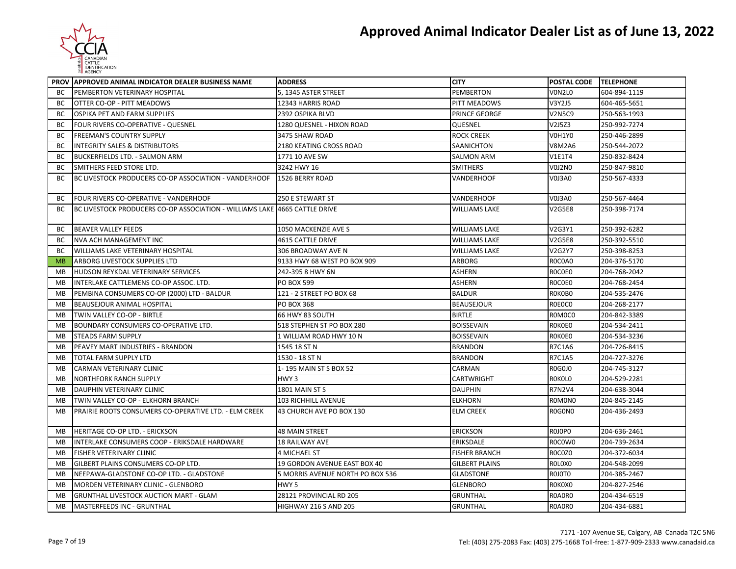# Approved Animal Indicator Dealer List as of June 13, 2022

| PROV | APPROVED ANIMAL INDICATOR DEALER BUSINESS NAME | ADDRESS | CITY | POSTAL CODE | TELEPHONE |
|---|---|---|---|---|---|
| BC | PEMBERTON VETERINARY HOSPITAL | 5, 1345 ASTER STREET | PEMBERTON | V0N2L0 | 604-894-1119 |
| BC | OTTER CO-OP - PITT MEADOWS | 12343 HARRIS ROAD | PITT MEADOWS | V3Y2J5 | 604-465-5651 |
| BC | OSPIKA PET AND FARM SUPPLIES | 2392 OSPIKA BLVD | PRINCE GEORGE | V2N5C9 | 250-563-1993 |
| BC | FOUR RIVERS CO-OPERATIVE - QUESNEL | 1280 QUESNEL - HIXON ROAD | QUESNEL | V2J5Z3 | 250-992-7274 |
| BC | FREEMAN'S COUNTRY SUPPLY | 3475 SHAW ROAD | ROCK CREEK | V0H1Y0 | 250-446-2899 |
| BC | INTEGRITY SALES & DISTRIBUTORS | 2180 KEATING CROSS ROAD | SAANICHTON | V8M2A6 | 250-544-2072 |
| BC | BUCKERFIELDS LTD. - SALMON ARM | 1771 10 AVE SW | SALMON ARM | V1E1T4 | 250-832-8424 |
| BC | SMITHERS FEED STORE LTD. | 3242 HWY 16 | SMITHERS | V0J2N0 | 250-847-9810 |
| BC | BC LIVESTOCK PRODUCERS CO-OP ASSOCIATION - VANDERHOOF | 1526 BERRY ROAD | VANDERHOOF | V0J3A0 | 250-567-4333 |
| BC | FOUR RIVERS CO-OPERATIVE - VANDERHOOF | 250 E STEWART ST | VANDERHOOF | V0J3A0 | 250-567-4464 |
| BC | BC LIVESTOCK PRODUCERS CO-OP ASSOCIATION - WILLIAMS LAKE | 4665 CATTLE DRIVE | WILLIAMS LAKE | V2G5E8 | 250-398-7174 |
| BC | BEAVER VALLEY FEEDS | 1050 MACKENZIE AVE S | WILLIAMS LAKE | V2G3Y1 | 250-392-6282 |
| BC | NVA ACH MANAGEMENT INC | 4615 CATTLE DRIVE | WILLIAMS LAKE | V2G5E8 | 250-392-5510 |
| BC | WILLIAMS LAKE VETERINARY HOSPITAL | 306 BROADWAY AVE N | WILLIAMS LAKE | V2G2Y7 | 250-398-8253 |
| MB | ARBORG LIVESTOCK SUPPLIES LTD | 9133 HWY 68 WEST PO BOX 909 | ARBORG | R0C0A0 | 204-376-5170 |
| MB | HUDSON REYKDAL VETERINARY SERVICES | 242-395 8 HWY 6N | ASHERN | R0C0E0 | 204-768-2042 |
| MB | INTERLAKE CATTLEMENS CO-OP ASSOC. LTD. | PO BOX 599 | ASHERN | R0C0E0 | 204-768-2454 |
| MB | PEMBINA CONSUMERS CO-OP (2000) LTD - BALDUR | 121 - 2 STREET PO BOX 68 | BALDUR | R0K0B0 | 204-535-2476 |
| MB | BEAUSEJOUR ANIMAL HOSPITAL | PO BOX 368 | BEAUSEJOUR | R0E0C0 | 204-268-2177 |
| MB | TWIN VALLEY CO-OP - BIRTLE | 66 HWY 83 SOUTH | BIRTLE | R0M0C0 | 204-842-3389 |
| MB | BOUNDARY CONSUMERS CO-OPERATIVE LTD. | 518 STEPHEN ST PO BOX 280 | BOISSEVAIN | R0K0E0 | 204-534-2411 |
| MB | STEADS FARM SUPPLY | 1 WILLIAM ROAD HWY 10 N | BOISSEVAIN | R0K0E0 | 204-534-3236 |
| MB | PEAVEY MART INDUSTRIES - BRANDON | 1545 18 ST N | BRANDON | R7C1A6 | 204-726-8415 |
| MB | TOTAL FARM SUPPLY LTD | 1530 - 18 ST N | BRANDON | R7C1A5 | 204-727-3276 |
| MB | CARMAN VETERINARY CLINIC | 1- 195 MAIN ST S BOX 52 | CARMAN | R0G0J0 | 204-745-3127 |
| MB | NORTHFORK RANCH SUPPLY | HWY 3 | CARTWRIGHT | R0K0L0 | 204-529-2281 |
| MB | DAUPHIN VETERINARY CLINIC | 1801 MAIN ST S | DAUPHIN | R7N2V4 | 204-638-3044 |
| MB | TWIN VALLEY CO-OP - ELKHORN BRANCH | 103 RICHHILL AVENUE | ELKHORN | R0M0N0 | 204-845-2145 |
| MB | PRAIRIE ROOTS CONSUMERS CO-OPERATIVE LTD. - ELM CREEK | 43 CHURCH AVE PO BOX 130 | ELM CREEK | R0G0N0 | 204-436-2493 |
| MB | HERITAGE CO-OP LTD. - ERICKSON | 48 MAIN STREET | ERICKSON | R0J0P0 | 204-636-2461 |
| MB | INTERLAKE CONSUMERS COOP - ERIKSDALE HARDWARE | 18 RAILWAY AVE | ERIKSDALE | R0C0W0 | 204-739-2634 |
| MB | FISHER VETERINARY CLINIC | 4 MICHAEL ST | FISHER BRANCH | R0C0Z0 | 204-372-6034 |
| MB | GILBERT PLAINS CONSUMERS CO-OP LTD. | 19 GORDON AVENUE EAST BOX 40 | GILBERT PLAINS | R0L0X0 | 204-548-2099 |
| MB | NEEPAWA-GLADSTONE CO-OP LTD. - GLADSTONE | 5 MORRIS AVENUE NORTH PO BOX 536 | GLADSTONE | R0J0T0 | 204-385-2467 |
| MB | MORDEN VETERINARY CLINIC - GLENBORO | HWY 5 | GLENBORO | R0K0X0 | 204-827-2546 |
| MB | GRUNTHAL LIVESTOCK AUCTION MART - GLAM | 28121 PROVINCIAL RD 205 | GRUNTHAL | R0A0R0 | 204-434-6519 |
| MB | MASTERFEEDS INC - GRUNTHAL | HIGHWAY 216 S AND 205 | GRUNTHAL | R0A0R0 | 204-434-6881 |

7171 -107 Avenue SE, Calgary, AB Canada T2C 5N6
Tel: (403) 275-2083 Fax: (403) 275-1668 Toll-free: 1-877-909-2333 www.canadaid.ca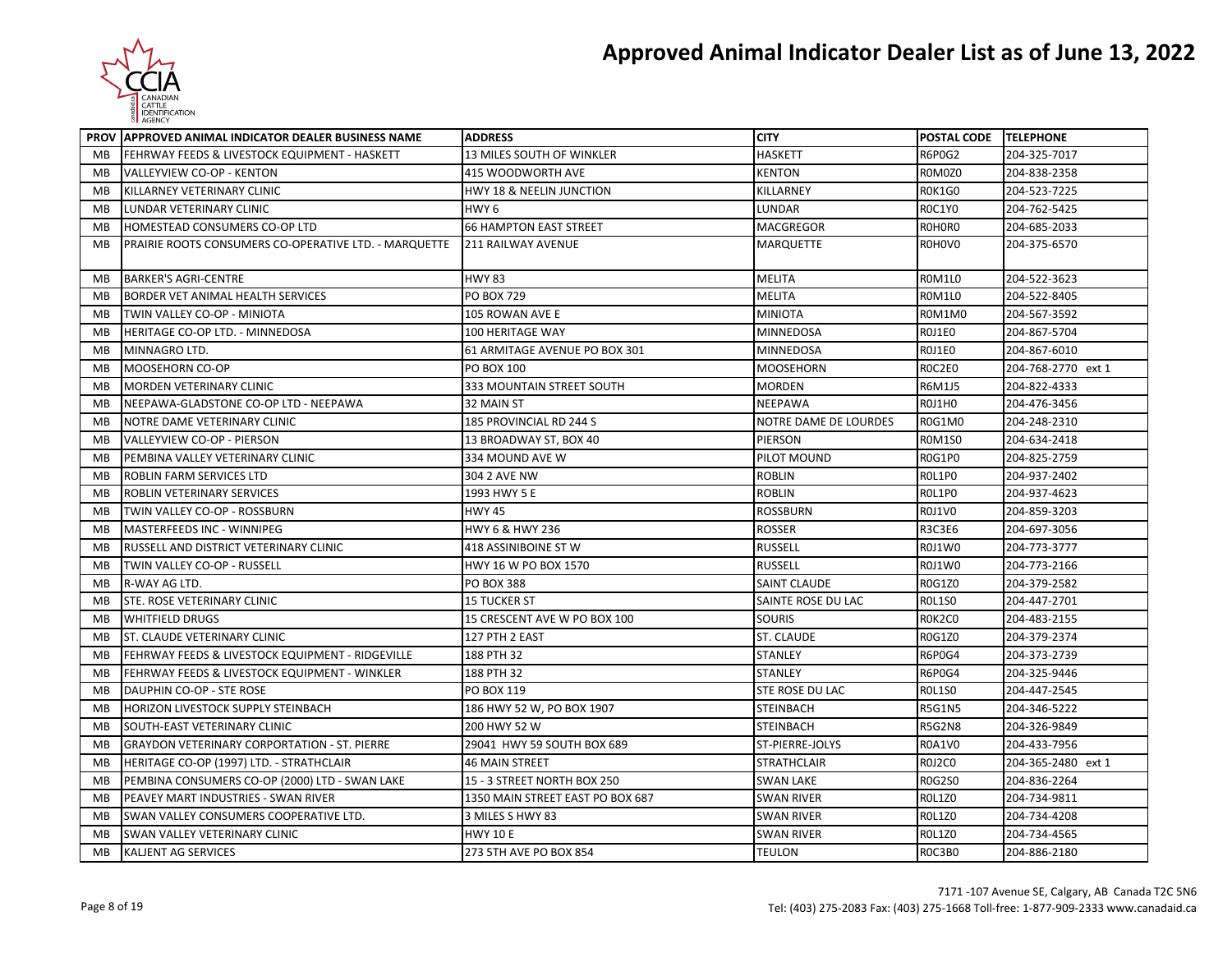# Approved Animal Indicator Dealer List as of June 13, 2022

| PROV | APPROVED ANIMAL INDICATOR DEALER BUSINESS NAME | ADDRESS | CITY | POSTAL CODE | TELEPHONE |
|---|---|---|---|---|---|
| MB | FEHRWAY FEEDS & LIVESTOCK EQUIPMENT - HASKETT | 13 MILES SOUTH OF WINKLER | HASKETT | R6P0G2 | 204-325-7017 |
| MB | VALLEYVIEW CO-OP - KENTON | 415 WOODWORTH AVE | KENTON | R0M0Z0 | 204-838-2358 |
| MB | KILLARNEY VETERINARY CLINIC | HWY 18 & NEELIN JUNCTION | KILLARNEY | R0K1G0 | 204-523-7225 |
| MB | LUNDAR VETERINARY CLINIC | HWY 6 | LUNDAR | R0C1Y0 | 204-762-5425 |
| MB | HOMESTEAD CONSUMERS CO-OP LTD | 66 HAMPTON EAST STREET | MACGREGOR | R0H0R0 | 204-685-2033 |
| MB | PRAIRIE ROOTS CONSUMERS CO-OPERATIVE LTD. - MARQUETTE | 211 RAILWAY AVENUE | MARQUETTE | R0H0V0 | 204-375-6570 |
| MB | BARKER'S AGRI-CENTRE | HWY 83 | MELITA | R0M1L0 | 204-522-3623 |
| MB | BORDER VET ANIMAL HEALTH SERVICES | PO BOX 729 | MELITA | R0M1L0 | 204-522-8405 |
| MB | TWIN VALLEY CO-OP - MINIOTA | 105 ROWAN AVE E | MINIOTA | R0M1M0 | 204-567-3592 |
| MB | HERITAGE CO-OP LTD. - MINNEDOSA | 100 HERITAGE WAY | MINNEDOSA | R0J1E0 | 204-867-5704 |
| MB | MINNAGRO LTD. | 61 ARMITAGE AVENUE PO BOX 301 | MINNEDOSA | R0J1E0 | 204-867-6010 |
| MB | MOOSEHORN CO-OP | PO BOX 100 | MOOSEHORN | R0C2E0 | 204-768-2770 ext 1 |
| MB | MORDEN VETERINARY CLINIC | 333 MOUNTAIN STREET SOUTH | MORDEN | R6M1J5 | 204-822-4333 |
| MB | NEEPAWA-GLADSTONE CO-OP LTD - NEEPAWA | 32 MAIN ST | NEEPAWA | R0J1H0 | 204-476-3456 |
| MB | NOTRE DAME VETERINARY CLINIC | 185 PROVINCIAL RD 244 S | NOTRE DAME DE LOURDES | R0G1M0 | 204-248-2310 |
| MB | VALLEYVIEW CO-OP - PIERSON | 13 BROADWAY ST, BOX 40 | PIERSON | R0M1S0 | 204-634-2418 |
| MB | PEMBINA VALLEY VETERINARY CLINIC | 334 MOUND AVE W | PILOT MOUND | R0G1P0 | 204-825-2759 |
| MB | ROBLIN FARM SERVICES LTD | 304 2 AVE NW | ROBLIN | R0L1P0 | 204-937-2402 |
| MB | ROBLIN VETERINARY SERVICES | 1993 HWY 5 E | ROBLIN | R0L1P0 | 204-937-4623 |
| MB | TWIN VALLEY CO-OP - ROSSBURN | HWY 45 | ROSSBURN | R0J1V0 | 204-859-3203 |
| MB | MASTERFEEDS INC - WINNIPEG | HWY 6 & HWY 236 | ROSSER | R3C3E6 | 204-697-3056 |
| MB | RUSSELL AND DISTRICT VETERINARY CLINIC | 418 ASSINIBOINE ST W | RUSSELL | R0J1W0 | 204-773-3777 |
| MB | TWIN VALLEY CO-OP - RUSSELL | HWY 16 W PO BOX 1570 | RUSSELL | R0J1W0 | 204-773-2166 |
| MB | R-WAY AG LTD. | PO BOX 388 | SAINT CLAUDE | R0G1Z0 | 204-379-2582 |
| MB | STE. ROSE VETERINARY CLINIC | 15 TUCKER ST | SAINTE ROSE DU LAC | R0L1S0 | 204-447-2701 |
| MB | WHITFIELD DRUGS | 15 CRESCENT AVE W PO BOX 100 | SOURIS | R0K2C0 | 204-483-2155 |
| MB | ST. CLAUDE VETERINARY CLINIC | 127 PTH 2 EAST | ST. CLAUDE | R0G1Z0 | 204-379-2374 |
| MB | FEHRWAY FEEDS & LIVESTOCK EQUIPMENT - RIDGEVILLE | 188 PTH 32 | STANLEY | R6P0G4 | 204-373-2739 |
| MB | FEHRWAY FEEDS & LIVESTOCK EQUIPMENT - WINKLER | 188 PTH 32 | STANLEY | R6P0G4 | 204-325-9446 |
| MB | DAUPHIN CO-OP - STE ROSE | PO BOX 119 | STE ROSE DU LAC | R0L1S0 | 204-447-2545 |
| MB | HORIZON LIVESTOCK SUPPLY STEINBACH | 186 HWY 52 W, PO BOX 1907 | STEINBACH | R5G1N5 | 204-346-5222 |
| MB | SOUTH-EAST VETERINARY CLINIC | 200 HWY 52 W | STEINBACH | R5G2N8 | 204-326-9849 |
| MB | GRAYDON VETERINARY CORPORTATION - ST. PIERRE | 29041 HWY 59 SOUTH BOX 689 | ST-PIERRE-JOLYS | R0A1V0 | 204-433-7956 |
| MB | HERITAGE CO-OP (1997) LTD. - STRATHCLAIR | 46 MAIN STREET | STRATHCLAIR | R0J2C0 | 204-365-2480 ext 1 |
| MB | PEMBINA CONSUMERS CO-OP (2000) LTD - SWAN LAKE | 15 - 3 STREET NORTH BOX 250 | SWAN LAKE | R0G2S0 | 204-836-2264 |
| MB | PEAVEY MART INDUSTRIES - SWAN RIVER | 1350 MAIN STREET EAST PO BOX 687 | SWAN RIVER | R0L1Z0 | 204-734-9811 |
| MB | SWAN VALLEY CONSUMERS COOPERATIVE LTD. | 3 MILES S HWY 83 | SWAN RIVER | R0L1Z0 | 204-734-4208 |
| MB | SWAN VALLEY VETERINARY CLINIC | HWY 10 E | SWAN RIVER | R0L1Z0 | 204-734-4565 |
| MB | KALJENT AG SERVICES | 273 5TH AVE PO BOX 854 | TEULON | R0C3B0 | 204-886-2180 |

7171 -107 Avenue SE, Calgary, AB Canada T2C 5N6
Tel: (403) 275-2083 Fax: (403) 275-1668 Toll-free: 1-877-909-2333 www.canadaid.ca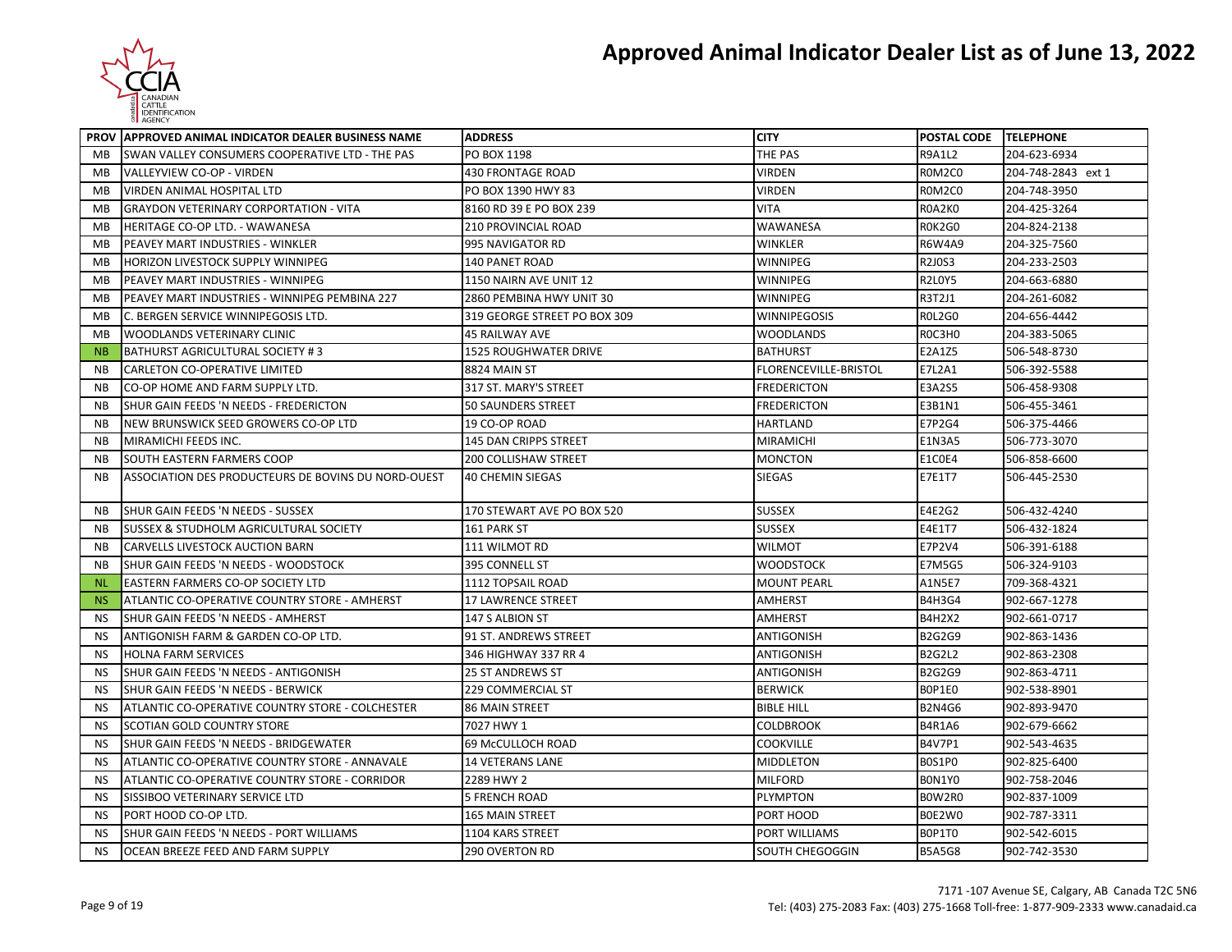# Approved Animal Indicator Dealer List as of June 13, 2022

| PROV | APPROVED ANIMAL INDICATOR DEALER BUSINESS NAME | ADDRESS | CITY | POSTAL CODE | TELEPHONE |
|---|---|---|---|---|---|
| MB | SWAN VALLEY CONSUMERS COOPERATIVE LTD - THE PAS | PO BOX 1198 | THE PAS | R9A1L2 | 204-623-6934 |
| MB | VALLEYVIEW CO-OP - VIRDEN | 430 FRONTAGE ROAD | VIRDEN | R0M2C0 | 204-748-2843 ext 1 |
| MB | VIRDEN ANIMAL HOSPITAL LTD | PO BOX 1390 HWY 83 | VIRDEN | R0M2C0 | 204-748-3950 |
| MB | GRAYDON VETERINARY CORPORTATION - VITA | 8160 RD 39 E PO BOX 239 | VITA | R0A2K0 | 204-425-3264 |
| MB | HERITAGE CO-OP LTD. - WAWANESA | 210 PROVINCIAL ROAD | WAWANESA | R0K2G0 | 204-824-2138 |
| MB | PEAVEY MART INDUSTRIES - WINKLER | 995 NAVIGATOR RD | WINKLER | R6W4A9 | 204-325-7560 |
| MB | HORIZON LIVESTOCK SUPPLY WINNIPEG | 140 PANET ROAD | WINNIPEG | R2J0S3 | 204-233-2503 |
| MB | PEAVEY MART INDUSTRIES - WINNIPEG | 1150 NAIRN AVE UNIT 12 | WINNIPEG | R2L0Y5 | 204-663-6880 |
| MB | PEAVEY MART INDUSTRIES - WINNIPEG PEMBINA 227 | 2860 PEMBINA HWY UNIT 30 | WINNIPEG | R3T2J1 | 204-261-6082 |
| MB | C. BERGEN SERVICE WINNIPEGOSIS LTD. | 319 GEORGE STREET PO BOX 309 | WINNIPEGOSIS | R0L2G0 | 204-656-4442 |
| MB | WOODLANDS VETERINARY CLINIC | 45 RAILWAY AVE | WOODLANDS | R0C3H0 | 204-383-5065 |
| NB | BATHURST AGRICULTURAL SOCIETY # 3 | 1525 ROUGHWATER DRIVE | BATHURST | E2A1Z5 | 506-548-8730 |
| NB | CARLETON CO-OPERATIVE LIMITED | 8824 MAIN ST | FLORENCEVILLE-BRISTOL | E7L2A1 | 506-392-5588 |
| NB | CO-OP HOME AND FARM SUPPLY LTD. | 317 ST. MARY'S STREET | FREDERICTON | E3A2S5 | 506-458-9308 |
| NB | SHUR GAIN FEEDS 'N NEEDS - FREDERICTON | 50 SAUNDERS STREET | FREDERICTON | E3B1N1 | 506-455-3461 |
| NB | NEW BRUNSWICK SEED GROWERS CO-OP LTD | 19 CO-OP ROAD | HARTLAND | E7P2G4 | 506-375-4466 |
| NB | MIRAMICHI FEEDS INC. | 145 DAN CRIPPS STREET | MIRAMICHI | E1N3A5 | 506-773-3070 |
| NB | SOUTH EASTERN FARMERS COOP | 200 COLLISHAW STREET | MONCTON | E1C0E4 | 506-858-6600 |
| NB | ASSOCIATION DES PRODUCTEURS DE BOVINS DU NORD-OUEST | 40 CHEMIN SIEGAS | SIEGAS | E7E1T7 | 506-445-2530 |
| NB | SHUR GAIN FEEDS 'N NEEDS - SUSSEX | 170 STEWART AVE PO BOX 520 | SUSSEX | E4E2G2 | 506-432-4240 |
| NB | SUSSEX & STUDHOLM AGRICULTURAL SOCIETY | 161 PARK ST | SUSSEX | E4E1T7 | 506-432-1824 |
| NB | CARVELLS LIVESTOCK AUCTION BARN | 111 WILMOT RD | WILMOT | E7P2V4 | 506-391-6188 |
| NB | SHUR GAIN FEEDS 'N NEEDS - WOODSTOCK | 395 CONNELL ST | WOODSTOCK | E7M5G5 | 506-324-9103 |
| NL | EASTERN FARMERS CO-OP SOCIETY LTD | 1112 TOPSAIL ROAD | MOUNT PEARL | A1N5E7 | 709-368-4321 |
| NS | ATLANTIC CO-OPERATIVE COUNTRY STORE - AMHERST | 17 LAWRENCE STREET | AMHERST | B4H3G4 | 902-667-1278 |
| NS | SHUR GAIN FEEDS 'N NEEDS - AMHERST | 147 S ALBION ST | AMHERST | B4H2X2 | 902-661-0717 |
| NS | ANTIGONISH FARM & GARDEN CO-OP LTD. | 91 ST. ANDREWS STREET | ANTIGONISH | B2G2G9 | 902-863-1436 |
| NS | HOLNA FARM SERVICES | 346 HIGHWAY 337 RR 4 | ANTIGONISH | B2G2L2 | 902-863-2308 |
| NS | SHUR GAIN FEEDS 'N NEEDS - ANTIGONISH | 25 ST ANDREWS ST | ANTIGONISH | B2G2G9 | 902-863-4711 |
| NS | SHUR GAIN FEEDS 'N NEEDS - BERWICK | 229 COMMERCIAL ST | BERWICK | B0P1E0 | 902-538-8901 |
| NS | ATLANTIC CO-OPERATIVE COUNTRY STORE - COLCHESTER | 86 MAIN STREET | BIBLE HILL | B2N4G6 | 902-893-9470 |
| NS | SCOTIAN GOLD COUNTRY STORE | 7027 HWY 1 | COLDBROOK | B4R1A6 | 902-679-6662 |
| NS | SHUR GAIN FEEDS 'N NEEDS - BRIDGEWATER | 69 McCULLOCH ROAD | COOKVILLE | B4V7P1 | 902-543-4635 |
| NS | ATLANTIC CO-OPERATIVE COUNTRY STORE - ANNAVALE | 14 VETERANS LANE | MIDDLETON | B0S1P0 | 902-825-6400 |
| NS | ATLANTIC CO-OPERATIVE COUNTRY STORE - CORRIDOR | 2289 HWY 2 | MILFORD | B0N1Y0 | 902-758-2046 |
| NS | SISSIBOO VETERINARY SERVICE LTD | 5 FRENCH ROAD | PLYMPTON | B0W2R0 | 902-837-1009 |
| NS | PORT HOOD CO-OP LTD. | 165 MAIN STREET | PORT HOOD | B0E2W0 | 902-787-3311 |
| NS | SHUR GAIN FEEDS 'N NEEDS - PORT WILLIAMS | 1104 KARS STREET | PORT WILLIAMS | B0P1T0 | 902-542-6015 |
| NS | OCEAN BREEZE FEED AND FARM SUPPLY | 290 OVERTON RD | SOUTH CHEGOGGIN | B5A5G8 | 902-742-3530 |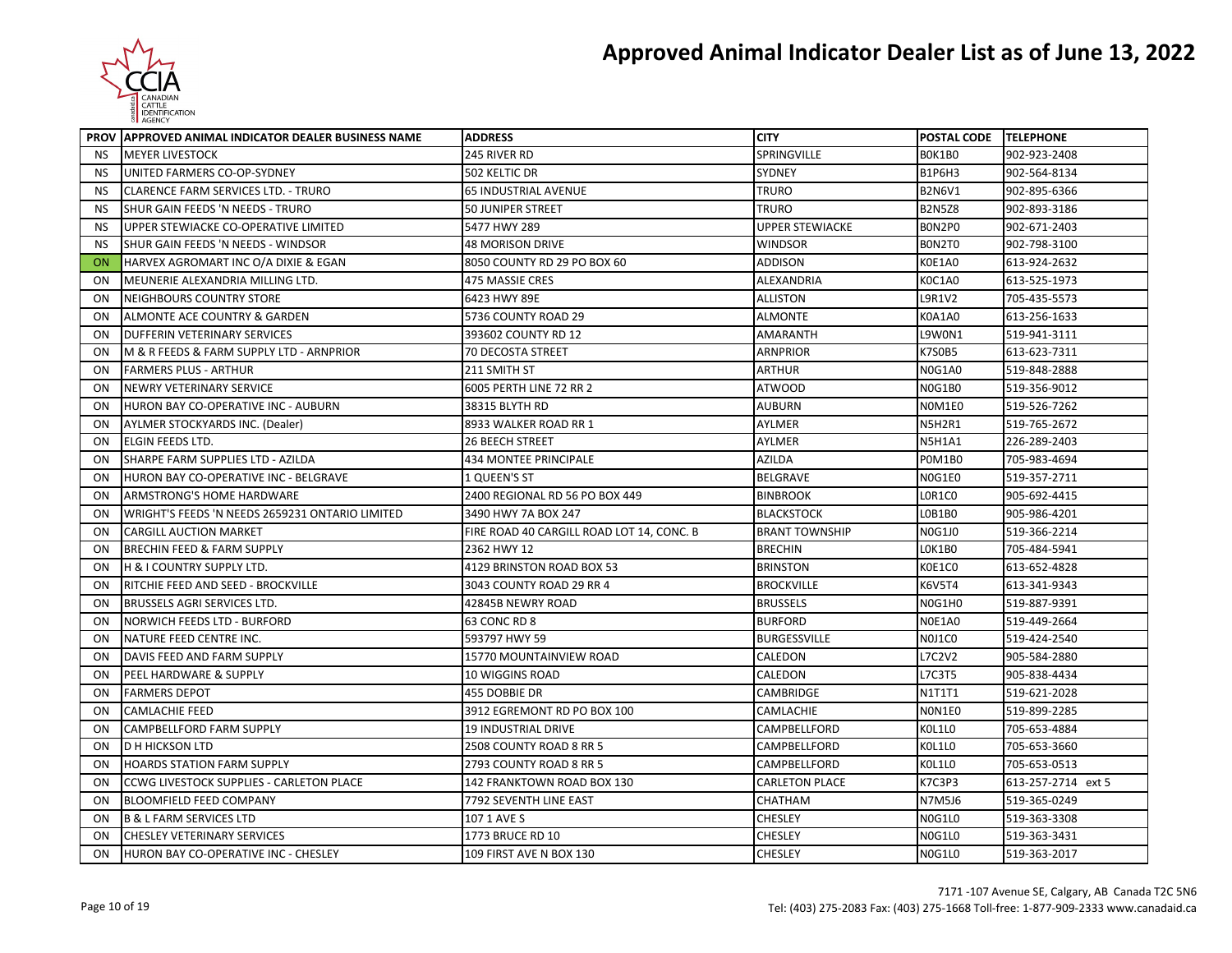# Approved Animal Indicator Dealer List as of June 13, 2022

| PROV | APPROVED ANIMAL INDICATOR DEALER BUSINESS NAME | ADDRESS | CITY | POSTAL CODE | TELEPHONE |
|---|---|---|---|---|---|
| NS | MEYER LIVESTOCK | 245 RIVER RD | SPRINGVILLE | B0K1B0 | 902-923-2408 |
| NS | UNITED FARMERS CO-OP-SYDNEY | 502 KELTIC DR | SYDNEY | B1P6H3 | 902-564-8134 |
| NS | CLARENCE FARM SERVICES LTD. - TRURO | 65 INDUSTRIAL AVENUE | TRURO | B2N6V1 | 902-895-6366 |
| NS | SHUR GAIN FEEDS 'N NEEDS - TRURO | 50 JUNIPER STREET | TRURO | B2N5Z8 | 902-893-3186 |
| NS | UPPER STEWIACKE CO-OPERATIVE LIMITED | 5477 HWY 289 | UPPER STEWIACKE | B0N2P0 | 902-671-2403 |
| NS | SHUR GAIN FEEDS 'N NEEDS - WINDSOR | 48 MORISON DRIVE | WINDSOR | B0N2T0 | 902-798-3100 |
| ON | HARVEX AGROMART INC O/A DIXIE & EGAN | 8050 COUNTY RD 29 PO BOX 60 | ADDISON | K0E1A0 | 613-924-2632 |
| ON | MEUNERIE ALEXANDRIA MILLING LTD. | 475 MASSIE CRES | ALEXANDRIA | K0C1A0 | 613-525-1973 |
| ON | NEIGHBOURS COUNTRY STORE | 6423 HWY 89E | ALLISTON | L9R1V2 | 705-435-5573 |
| ON | ALMONTE ACE COUNTRY & GARDEN | 5736 COUNTY ROAD 29 | ALMONTE | K0A1A0 | 613-256-1633 |
| ON | DUFFERIN VETERINARY SERVICES | 393602 COUNTY RD 12 | AMARANTH | L9W0N1 | 519-941-3111 |
| ON | M & R FEEDS & FARM SUPPLY LTD - ARNPRIOR | 70 DECOSTA STREET | ARNPRIOR | K7S0B5 | 613-623-7311 |
| ON | FARMERS PLUS - ARTHUR | 211 SMITH ST | ARTHUR | N0G1A0 | 519-848-2888 |
| ON | NEWRY VETERINARY SERVICE | 6005 PERTH LINE 72 RR 2 | ATWOOD | N0G1B0 | 519-356-9012 |
| ON | HURON BAY CO-OPERATIVE INC - AUBURN | 38315 BLYTH RD | AUBURN | N0M1E0 | 519-526-7262 |
| ON | AYLMER STOCKYARDS INC. (Dealer) | 8933 WALKER ROAD RR 1 | AYLMER | N5H2R1 | 519-765-2672 |
| ON | ELGIN FEEDS LTD. | 26 BEECH STREET | AYLMER | N5H1A1 | 226-289-2403 |
| ON | SHARPE FARM SUPPLIES LTD - AZILDA | 434 MONTEE PRINCIPALE | AZILDA | P0M1B0 | 705-983-4694 |
| ON | HURON BAY CO-OPERATIVE INC - BELGRAVE | 1 QUEEN'S ST | BELGRAVE | N0G1E0 | 519-357-2711 |
| ON | ARMSTRONG'S HOME HARDWARE | 2400 REGIONAL RD 56 PO BOX 449 | BINBROOK | L0R1C0 | 905-692-4415 |
| ON | WRIGHT'S FEEDS 'N NEEDS 2659231 ONTARIO LIMITED | 3490 HWY 7A BOX 247 | BLACKSTOCK | L0B1B0 | 905-986-4201 |
| ON | CARGILL AUCTION MARKET | FIRE ROAD 40 CARGILL ROAD LOT 14, CONC. B | BRANT TOWNSHIP | N0G1J0 | 519-366-2214 |
| ON | BRECHIN FEED & FARM SUPPLY | 2362 HWY 12 | BRECHIN | L0K1B0 | 705-484-5941 |
| ON | H & I COUNTRY SUPPLY LTD. | 4129 BRINSTON ROAD BOX 53 | BRINSTON | K0E1C0 | 613-652-4828 |
| ON | RITCHIE FEED AND SEED - BROCKVILLE | 3043 COUNTY ROAD 29 RR 4 | BROCKVILLE | K6V5T4 | 613-341-9343 |
| ON | BRUSSELS AGRI SERVICES LTD. | 42845B NEWRY ROAD | BRUSSELS | N0G1H0 | 519-887-9391 |
| ON | NORWICH FEEDS LTD - BURFORD | 63 CONC RD 8 | BURFORD | N0E1A0 | 519-449-2664 |
| ON | NATURE FEED CENTRE INC. | 593797 HWY 59 | BURGESSVILLE | N0J1C0 | 519-424-2540 |
| ON | DAVIS FEED AND FARM SUPPLY | 15770 MOUNTAINVIEW ROAD | CALEDON | L7C2V2 | 905-584-2880 |
| ON | PEEL HARDWARE & SUPPLY | 10 WIGGINS ROAD | CALEDON | L7C3T5 | 905-838-4434 |
| ON | FARMERS DEPOT | 455 DOBBIE DR | CAMBRIDGE | N1T1T1 | 519-621-2028 |
| ON | CAMLACHIE FEED | 3912 EGREMONT RD PO BOX 100 | CAMLACHIE | N0N1E0 | 519-899-2285 |
| ON | CAMPBELLFORD FARM SUPPLY | 19 INDUSTRIAL DRIVE | CAMPBELLFORD | K0L1L0 | 705-653-4884 |
| ON | D H HICKSON LTD | 2508 COUNTY ROAD 8 RR 5 | CAMPBELLFORD | K0L1L0 | 705-653-3660 |
| ON | HOARDS STATION FARM SUPPLY | 2793 COUNTY ROAD 8 RR 5 | CAMPBELLFORD | K0L1L0 | 705-653-0513 |
| ON | CCWG LIVESTOCK SUPPLIES - CARLETON PLACE | 142 FRANKTOWN ROAD BOX 130 | CARLETON PLACE | K7C3P3 | 613-257-2714 ext 5 |
| ON | BLOOMFIELD FEED COMPANY | 7792 SEVENTH LINE EAST | CHATHAM | N7M5J6 | 519-365-0249 |
| ON | B & L FARM SERVICES LTD | 107 1 AVE S | CHESLEY | N0G1L0 | 519-363-3308 |
| ON | CHESLEY VETERINARY SERVICES | 1773 BRUCE RD 10 | CHESLEY | N0G1L0 | 519-363-3431 |
| ON | HURON BAY CO-OPERATIVE INC - CHESLEY | 109 FIRST AVE N BOX 130 | CHESLEY | N0G1L0 | 519-363-2017 |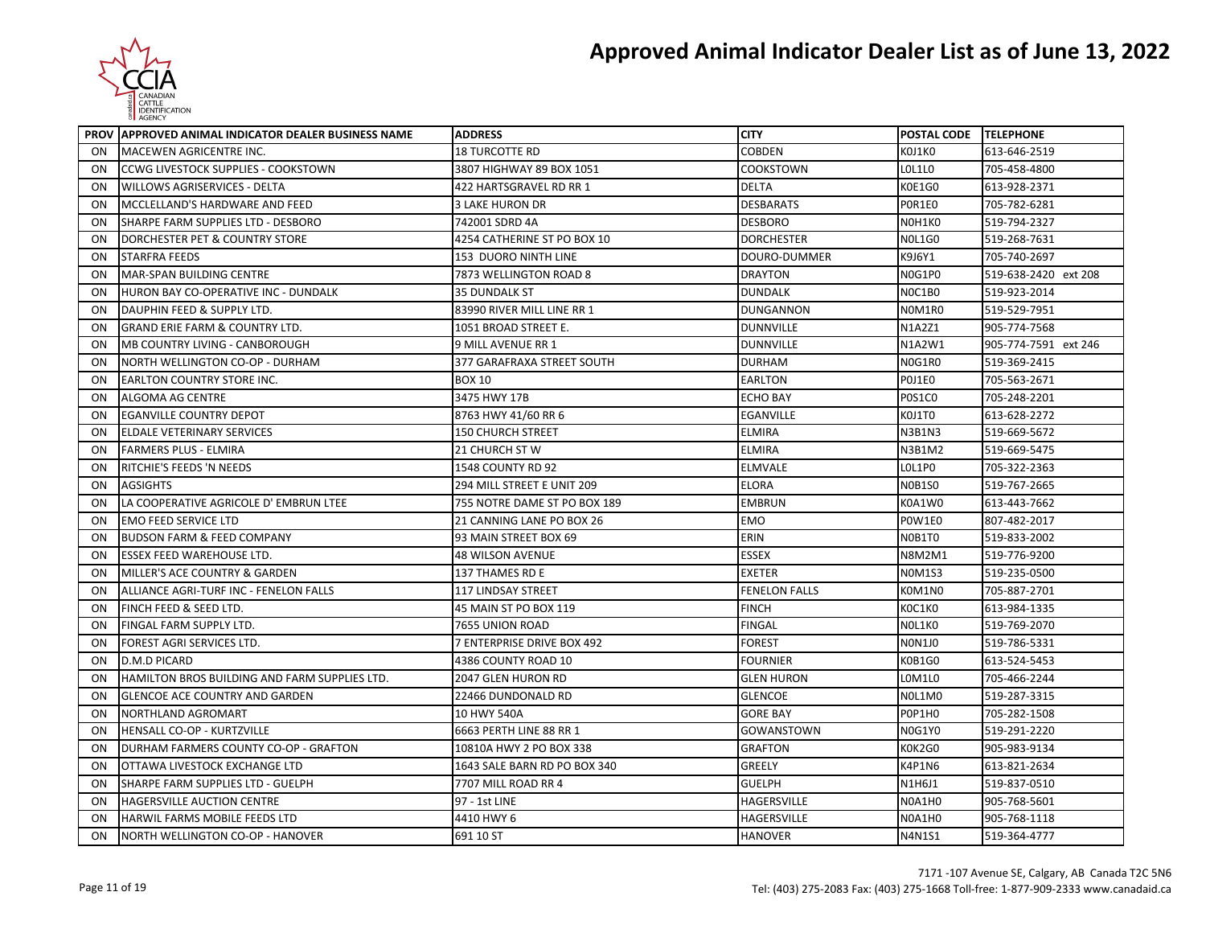# Approved Animal Indicator Dealer List as of June 13, 2022

| PROV | APPROVED ANIMAL INDICATOR DEALER BUSINESS NAME | ADDRESS | CITY | POSTAL CODE | TELEPHONE |
|---|---|---|---|---|---|
| ON | MACEWEN AGRICENTRE INC. | 18 TURCOTTE RD | COBDEN | K0J1K0 | 613-646-2519 |
| ON | CCWG LIVESTOCK SUPPLIES - COOKSTOWN | 3807 HIGHWAY 89 BOX 1051 | COOKSTOWN | L0L1L0 | 705-458-4800 |
| ON | WILLOWS AGRISERVICES - DELTA | 422 HARTSGRAVEL RD RR 1 | DELTA | K0E1G0 | 613-928-2371 |
| ON | MCCLELLAND'S HARDWARE AND FEED | 3 LAKE HURON DR | DESBARATS | P0R1E0 | 705-782-6281 |
| ON | SHARPE FARM SUPPLIES LTD - DESBORO | 742001 SDRD 4A | DESBORO | N0H1K0 | 519-794-2327 |
| ON | DORCHESTER PET & COUNTRY STORE | 4254 CATHERINE ST PO BOX 10 | DORCHESTER | N0L1G0 | 519-268-7631 |
| ON | STARFRA FEEDS | 153 DUORO NINTH LINE | DOURO-DUMMER | K9J6Y1 | 705-740-2697 |
| ON | MAR-SPAN BUILDING CENTRE | 7873 WELLINGTON ROAD 8 | DRAYTON | N0G1P0 | 519-638-2420 ext 208 |
| ON | HURON BAY CO-OPERATIVE INC - DUNDALK | 35 DUNDALK ST | DUNDALK | N0C1B0 | 519-923-2014 |
| ON | DAUPHIN FEED & SUPPLY LTD. | 83990 RIVER MILL LINE RR 1 | DUNGANNON | N0M1R0 | 519-529-7951 |
| ON | GRAND ERIE FARM & COUNTRY LTD. | 1051 BROAD STREET E. | DUNNVILLE | N1A2Z1 | 905-774-7568 |
| ON | MB COUNTRY LIVING - CANBOROUGH | 9 MILL AVENUE RR 1 | DUNNVILLE | N1A2W1 | 905-774-7591 ext 246 |
| ON | NORTH WELLINGTON CO-OP - DURHAM | 377 GARAFRAXA STREET SOUTH | DURHAM | N0G1R0 | 519-369-2415 |
| ON | EARLTON COUNTRY STORE INC. | BOX 10 | EARLTON | P0J1E0 | 705-563-2671 |
| ON | ALGOMA AG CENTRE | 3475 HWY 17B | ECHO BAY | P0S1C0 | 705-248-2201 |
| ON | EGANVILLE COUNTRY DEPOT | 8763 HWY 41/60 RR 6 | EGANVILLE | K0J1T0 | 613-628-2272 |
| ON | ELDALE VETERINARY SERVICES | 150 CHURCH STREET | ELMIRA | N3B1N3 | 519-669-5672 |
| ON | FARMERS PLUS - ELMIRA | 21 CHURCH ST W | ELMIRA | N3B1M2 | 519-669-5475 |
| ON | RITCHIE'S FEEDS 'N NEEDS | 1548 COUNTY RD 92 | ELMVALE | L0L1P0 | 705-322-2363 |
| ON | AGSIGHTS | 294 MILL STREET E UNIT 209 | ELORA | N0B1S0 | 519-767-2665 |
| ON | LA COOPERATIVE AGRICOLE D' EMBRUN LTEE | 755 NOTRE DAME ST PO BOX 189 | EMBRUN | K0A1W0 | 613-443-7662 |
| ON | EMO FEED SERVICE LTD | 21 CANNING LANE PO BOX 26 | EMO | P0W1E0 | 807-482-2017 |
| ON | BUDSON FARM & FEED COMPANY | 93 MAIN STREET BOX 69 | ERIN | N0B1T0 | 519-833-2002 |
| ON | ESSEX FEED WAREHOUSE LTD. | 48 WILSON AVENUE | ESSEX | N8M2M1 | 519-776-9200 |
| ON | MILLER'S ACE COUNTRY & GARDEN | 137 THAMES RD E | EXETER | N0M1S3 | 519-235-0500 |
| ON | ALLIANCE AGRI-TURF INC - FENELON FALLS | 117 LINDSAY STREET | FENELON FALLS | K0M1N0 | 705-887-2701 |
| ON | FINCH FEED & SEED LTD. | 45 MAIN ST PO BOX 119 | FINCH | K0C1K0 | 613-984-1335 |
| ON | FINGAL FARM SUPPLY LTD. | 7655 UNION ROAD | FINGAL | N0L1K0 | 519-769-2070 |
| ON | FOREST AGRI SERVICES LTD. | 7 ENTERPRISE DRIVE BOX 492 | FOREST | N0N1J0 | 519-786-5331 |
| ON | D.M.D PICARD | 4386 COUNTY ROAD 10 | FOURNIER | K0B1G0 | 613-524-5453 |
| ON | HAMILTON BROS BUILDING AND FARM SUPPLIES LTD. | 2047 GLEN HURON RD | GLEN HURON | L0M1L0 | 705-466-2244 |
| ON | GLENCOE ACE COUNTRY AND GARDEN | 22466 DUNDONALD RD | GLENCOE | N0L1M0 | 519-287-3315 |
| ON | NORTHLAND AGROMART | 10 HWY 540A | GORE BAY | P0P1H0 | 705-282-1508 |
| ON | HENSALL CO-OP - KURTZVILLE | 6663 PERTH LINE 88 RR 1 | GOWANSTOWN | N0G1Y0 | 519-291-2220 |
| ON | DURHAM FARMERS COUNTY CO-OP - GRAFTON | 10810A HWY 2 PO BOX 338 | GRAFTON | K0K2G0 | 905-983-9134 |
| ON | OTTAWA LIVESTOCK EXCHANGE LTD | 1643 SALE BARN RD PO BOX 340 | GREELY | K4P1N6 | 613-821-2634 |
| ON | SHARPE FARM SUPPLIES LTD - GUELPH | 7707 MILL ROAD RR 4 | GUELPH | N1H6J1 | 519-837-0510 |
| ON | HAGERSVILLE AUCTION CENTRE | 97 - 1st LINE | HAGERSVILLE | N0A1H0 | 905-768-5601 |
| ON | HARWIL FARMS MOBILE FEEDS LTD | 4410 HWY 6 | HAGERSVILLE | N0A1H0 | 905-768-1118 |
| ON | NORTH WELLINGTON CO-OP - HANOVER | 691 10 ST | HANOVER | N4N1S1 | 519-364-4777 |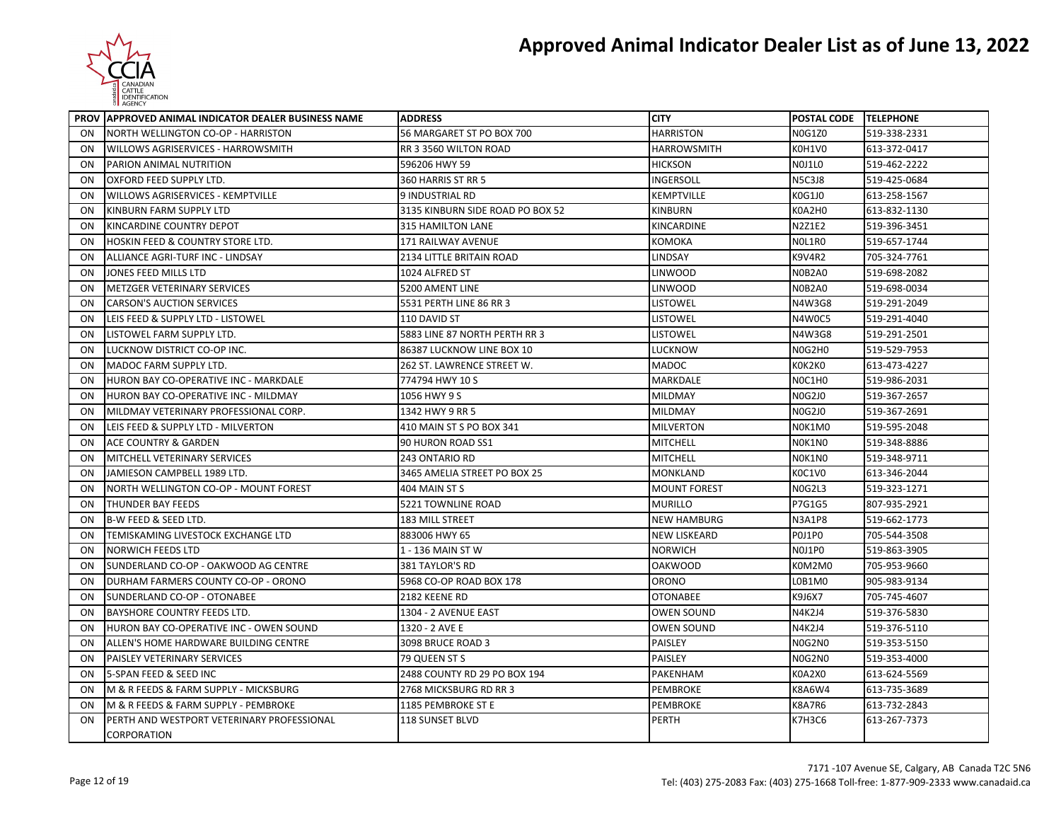# Approved Animal Indicator Dealer List as of June 13, 2022

| PROV | APPROVED ANIMAL INDICATOR DEALER BUSINESS NAME | ADDRESS | CITY | POSTAL CODE | TELEPHONE |
|---|---|---|---|---|---|
| ON | NORTH WELLINGTON CO-OP - HARRISTON | 56 MARGARET ST PO BOX 700 | HARRISTON | N0G1Z0 | 519-338-2331 |
| ON | WILLOWS AGRISERVICES - HARROWSMITH | RR 3 3560 WILTON ROAD | HARROWSMITH | K0H1V0 | 613-372-0417 |
| ON | PARION ANIMAL NUTRITION | 596206 HWY 59 | HICKSON | N0J1L0 | 519-462-2222 |
| ON | OXFORD FEED SUPPLY LTD. | 360 HARRIS ST RR 5 | INGERSOLL | N5C3J8 | 519-425-0684 |
| ON | WILLOWS AGRISERVICES - KEMPTVILLE | 9 INDUSTRIAL RD | KEMPTVILLE | K0G1J0 | 613-258-1567 |
| ON | KINBURN FARM SUPPLY LTD | 3135 KINBURN SIDE ROAD PO BOX 52 | KINBURN | K0A2H0 | 613-832-1130 |
| ON | KINCARDINE COUNTRY DEPOT | 315 HAMILTON LANE | KINCARDINE | N2Z1E2 | 519-396-3451 |
| ON | HOSKIN FEED & COUNTRY STORE LTD. | 171 RAILWAY AVENUE | KOMOKA | N0L1R0 | 519-657-1744 |
| ON | ALLIANCE AGRI-TURF INC - LINDSAY | 2134 LITTLE BRITAIN ROAD | LINDSAY | K9V4R2 | 705-324-7761 |
| ON | JONES FEED MILLS LTD | 1024 ALFRED ST | LINWOOD | N0B2A0 | 519-698-2082 |
| ON | METZGER VETERINARY SERVICES | 5200 AMENT LINE | LINWOOD | N0B2A0 | 519-698-0034 |
| ON | CARSON'S AUCTION SERVICES | 5531 PERTH LINE 86 RR 3 | LISTOWEL | N4W3G8 | 519-291-2049 |
| ON | LEIS FEED & SUPPLY LTD - LISTOWEL | 110 DAVID ST | LISTOWEL | N4W0C5 | 519-291-4040 |
| ON | LISTOWEL FARM SUPPLY LTD. | 5883 LINE 87 NORTH PERTH RR 3 | LISTOWEL | N4W3G8 | 519-291-2501 |
| ON | LUCKNOW DISTRICT CO-OP INC. | 86387 LUCKNOW LINE BOX 10 | LUCKNOW | N0G2H0 | 519-529-7953 |
| ON | MADOC FARM SUPPLY LTD. | 262 ST. LAWRENCE STREET W. | MADOC | K0K2K0 | 613-473-4227 |
| ON | HURON BAY CO-OPERATIVE INC - MARKDALE | 774794 HWY 10 S | MARKDALE | N0C1H0 | 519-986-2031 |
| ON | HURON BAY CO-OPERATIVE INC - MILDMAY | 1056 HWY 9 S | MILDMAY | N0G2J0 | 519-367-2657 |
| ON | MILDMAY VETERINARY PROFESSIONAL CORP. | 1342 HWY 9 RR 5 | MILDMAY | N0G2J0 | 519-367-2691 |
| ON | LEIS FEED & SUPPLY LTD - MILVERTON | 410 MAIN ST S PO BOX 341 | MILVERTON | N0K1M0 | 519-595-2048 |
| ON | ACE COUNTRY & GARDEN | 90 HURON ROAD SS1 | MITCHELL | N0K1N0 | 519-348-8886 |
| ON | MITCHELL VETERINARY SERVICES | 243 ONTARIO RD | MITCHELL | N0K1N0 | 519-348-9711 |
| ON | JAMIESON CAMPBELL 1989 LTD. | 3465 AMELIA STREET PO BOX 25 | MONKLAND | K0C1V0 | 613-346-2044 |
| ON | NORTH WELLINGTON CO-OP - MOUNT FOREST | 404 MAIN ST S | MOUNT FOREST | N0G2L3 | 519-323-1271 |
| ON | THUNDER BAY FEEDS | 5221 TOWNLINE ROAD | MURILLO | P7G1G5 | 807-935-2921 |
| ON | B-W FEED & SEED LTD. | 183 MILL STREET | NEW HAMBURG | N3A1P8 | 519-662-1773 |
| ON | TEMISKAMING LIVESTOCK EXCHANGE LTD | 883006 HWY 65 | NEW LISKEARD | P0J1P0 | 705-544-3508 |
| ON | NORWICH FEEDS LTD | 1 - 136 MAIN ST W | NORWICH | N0J1P0 | 519-863-3905 |
| ON | SUNDERLAND CO-OP - OAKWOOD AG CENTRE | 381 TAYLOR'S RD | OAKWOOD | K0M2M0 | 705-953-9660 |
| ON | DURHAM FARMERS COUNTY CO-OP - ORONO | 5968 CO-OP ROAD BOX 178 | ORONO | L0B1M0 | 905-983-9134 |
| ON | SUNDERLAND CO-OP - OTONABEE | 2182 KEENE RD | OTONABEE | K9J6X7 | 705-745-4607 |
| ON | BAYSHORE COUNTRY FEEDS LTD. | 1304 - 2 AVENUE EAST | OWEN SOUND | N4K2J4 | 519-376-5830 |
| ON | HURON BAY CO-OPERATIVE INC - OWEN SOUND | 1320 - 2 AVE E | OWEN SOUND | N4K2J4 | 519-376-5110 |
| ON | ALLEN'S HOME HARDWARE BUILDING CENTRE | 3098 BRUCE ROAD 3 | PAISLEY | N0G2N0 | 519-353-5150 |
| ON | PAISLEY VETERINARY SERVICES | 79 QUEEN ST S | PAISLEY | N0G2N0 | 519-353-4000 |
| ON | 5-SPAN FEED & SEED INC | 2488 COUNTY RD 29 PO BOX 194 | PAKENHAM | K0A2X0 | 613-624-5569 |
| ON | M & R FEEDS & FARM SUPPLY - MICKSBURG | 2768 MICKSBURG RD RR 3 | PEMBROKE | K8A6W4 | 613-735-3689 |
| ON | M & R FEEDS & FARM SUPPLY - PEMBROKE | 1185 PEMBROKE ST E | PEMBROKE | K8A7R6 | 613-732-2843 |
| ON | PERTH AND WESTPORT VETERINARY PROFESSIONAL CORPORATION | 118 SUNSET BLVD | PERTH | K7H3C6 | 613-267-7373 |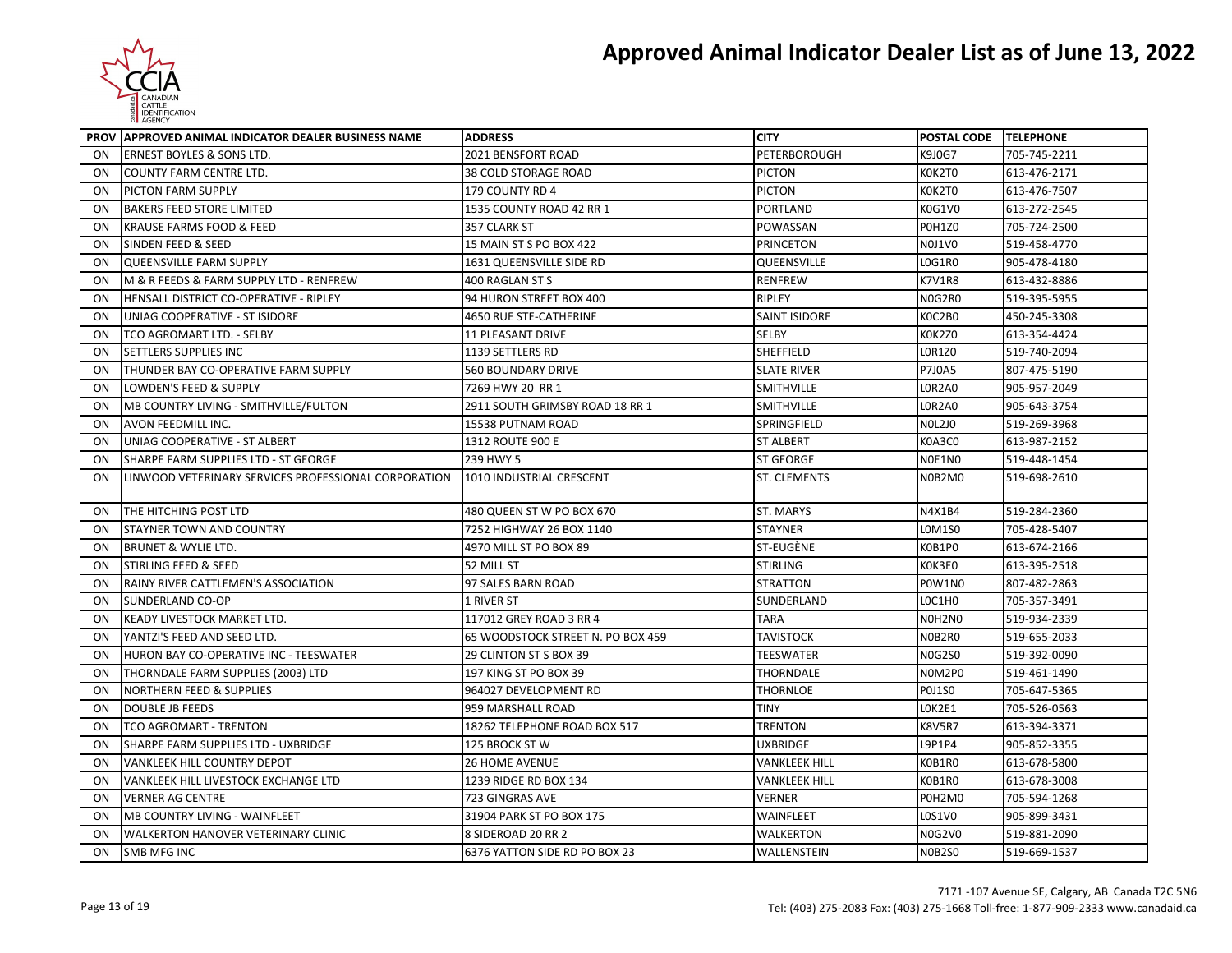# Approved Animal Indicator Dealer List as of June 13, 2022

| PROV | APPROVED ANIMAL INDICATOR DEALER BUSINESS NAME | ADDRESS | CITY | POSTAL CODE | TELEPHONE |
|---|---|---|---|---|---|
| ON | ERNEST BOYLES & SONS LTD. | 2021 BENSFORT ROAD | PETERBOROUGH | K9J0G7 | 705-745-2211 |
| ON | COUNTY FARM CENTRE LTD. | 38 COLD STORAGE ROAD | PICTON | K0K2T0 | 613-476-2171 |
| ON | PICTON FARM SUPPLY | 179 COUNTY RD 4 | PICTON | K0K2T0 | 613-476-7507 |
| ON | BAKERS FEED STORE LIMITED | 1535 COUNTY ROAD 42 RR 1 | PORTLAND | K0G1V0 | 613-272-2545 |
| ON | KRAUSE FARMS FOOD & FEED | 357 CLARK ST | POWASSAN | P0H1Z0 | 705-724-2500 |
| ON | SINDEN FEED & SEED | 15 MAIN ST S PO BOX 422 | PRINCETON | N0J1V0 | 519-458-4770 |
| ON | QUEENSVILLE FARM SUPPLY | 1631 QUEENSVILLE SIDE RD | QUEENSVILLE | L0G1R0 | 905-478-4180 |
| ON | M & R FEEDS & FARM SUPPLY LTD - RENFREW | 400 RAGLAN ST S | RENFREW | K7V1R8 | 613-432-8886 |
| ON | HENSALL DISTRICT CO-OPERATIVE - RIPLEY | 94 HURON STREET BOX 400 | RIPLEY | N0G2R0 | 519-395-5955 |
| ON | UNIAG COOPERATIVE - ST ISIDORE | 4650 RUE STE-CATHERINE | SAINT ISIDORE | K0C2B0 | 450-245-3308 |
| ON | TCO AGROMART LTD. - SELBY | 11 PLEASANT DRIVE | SELBY | K0K2Z0 | 613-354-4424 |
| ON | SETTLERS SUPPLIES INC | 1139 SETTLERS RD | SHEFFIELD | L0R1Z0 | 519-740-2094 |
| ON | THUNDER BAY CO-OPERATIVE FARM SUPPLY | 560 BOUNDARY DRIVE | SLATE RIVER | P7J0A5 | 807-475-5190 |
| ON | LOWDEN'S FEED & SUPPLY | 7269 HWY 20 RR 1 | SMITHVILLE | L0R2A0 | 905-957-2049 |
| ON | MB COUNTRY LIVING - SMITHVILLE/FULTON | 2911 SOUTH GRIMSBY ROAD 18 RR 1 | SMITHVILLE | L0R2A0 | 905-643-3754 |
| ON | AVON FEEDMILL INC. | 15538 PUTNAM ROAD | SPRINGFIELD | N0L2J0 | 519-269-3968 |
| ON | UNIAG COOPERATIVE - ST ALBERT | 1312 ROUTE 900 E | ST ALBERT | K0A3C0 | 613-987-2152 |
| ON | SHARPE FARM SUPPLIES LTD - ST GEORGE | 239 HWY 5 | ST GEORGE | N0E1N0 | 519-448-1454 |
| ON | LINWOOD VETERINARY SERVICES PROFESSIONAL CORPORATION | 1010 INDUSTRIAL CRESCENT | ST. CLEMENTS | N0B2M0 | 519-698-2610 |
| ON | THE HITCHING POST LTD | 480 QUEEN ST W PO BOX 670 | ST. MARYS | N4X1B4 | 519-284-2360 |
| ON | STAYNER TOWN AND COUNTRY | 7252 HIGHWAY 26 BOX 1140 | STAYNER | L0M1S0 | 705-428-5407 |
| ON | BRUNET & WYLIE LTD. | 4970 MILL ST PO BOX 89 | ST-EUGÈNE | K0B1P0 | 613-674-2166 |
| ON | STIRLING FEED & SEED | 52 MILL ST | STIRLING | K0K3E0 | 613-395-2518 |
| ON | RAINY RIVER CATTLEMEN'S ASSOCIATION | 97 SALES BARN ROAD | STRATTON | P0W1N0 | 807-482-2863 |
| ON | SUNDERLAND CO-OP | 1 RIVER ST | SUNDERLAND | L0C1H0 | 705-357-3491 |
| ON | KEADY LIVESTOCK MARKET LTD. | 117012 GREY ROAD 3 RR 4 | TARA | N0H2N0 | 519-934-2339 |
| ON | YANTZI'S FEED AND SEED LTD. | 65 WOODSTOCK STREET N. PO BOX 459 | TAVISTOCK | N0B2R0 | 519-655-2033 |
| ON | HURON BAY CO-OPERATIVE INC - TEESWATER | 29 CLINTON ST S BOX 39 | TEESWATER | N0G2S0 | 519-392-0090 |
| ON | THORNDALE FARM SUPPLIES (2003) LTD | 197 KING ST PO BOX 39 | THORNDALE | N0M2P0 | 519-461-1490 |
| ON | NORTHERN FEED & SUPPLIES | 964027 DEVELOPMENT RD | THORNLOE | P0J1S0 | 705-647-5365 |
| ON | DOUBLE JB FEEDS | 959 MARSHALL ROAD | TINY | L0K2E1 | 705-526-0563 |
| ON | TCO AGROMART - TRENTON | 18262 TELEPHONE ROAD BOX 517 | TRENTON | K8V5R7 | 613-394-3371 |
| ON | SHARPE FARM SUPPLIES LTD - UXBRIDGE | 125 BROCK ST W | UXBRIDGE | L9P1P4 | 905-852-3355 |
| ON | VANKLEEK HILL COUNTRY DEPOT | 26 HOME AVENUE | VANKLEEK HILL | K0B1R0 | 613-678-5800 |
| ON | VANKLEEK HILL LIVESTOCK EXCHANGE LTD | 1239 RIDGE RD BOX 134 | VANKLEEK HILL | K0B1R0 | 613-678-3008 |
| ON | VERNER AG CENTRE | 723 GINGRAS AVE | VERNER | P0H2M0 | 705-594-1268 |
| ON | MB COUNTRY LIVING - WAINFLEET | 31904 PARK ST PO BOX 175 | WAINFLEET | L0S1V0 | 905-899-3431 |
| ON | WALKERTON HANOVER VETERINARY CLINIC | 8 SIDEROAD 20 RR 2 | WALKERTON | N0G2V0 | 519-881-2090 |
| ON | SMB MFG INC | 6376 YATTON SIDE RD PO BOX 23 | WALLENSTEIN | N0B2S0 | 519-669-1537 |

7171 -107 Avenue SE, Calgary, AB Canada T2C 5N6
Tel: (403) 275-2083 Fax: (403) 275-1668 Toll-free: 1-877-909-2333 www.canadaid.ca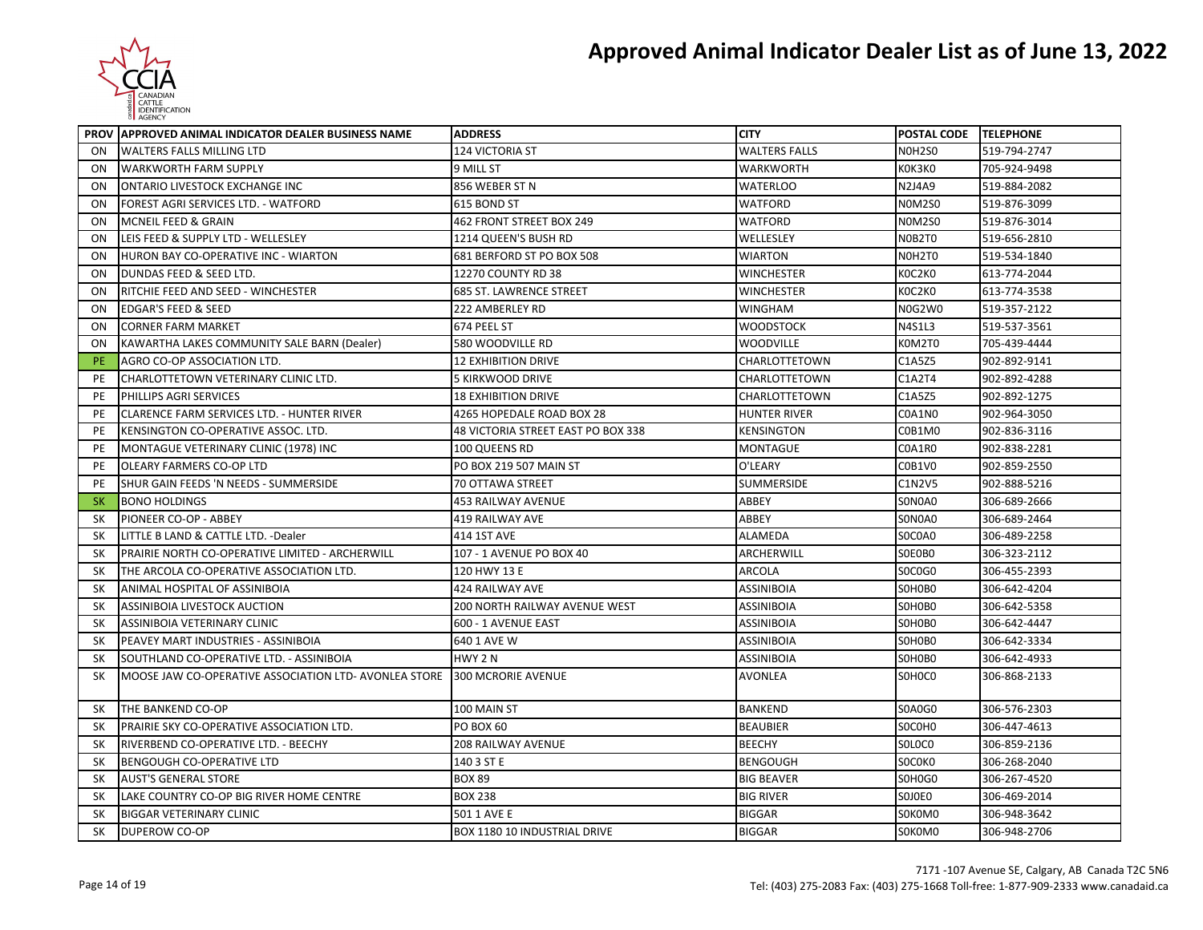# Approved Animal Indicator Dealer List as of June 13, 2022

| PROV | APPROVED ANIMAL INDICATOR DEALER BUSINESS NAME | ADDRESS | CITY | POSTAL CODE | TELEPHONE |
|---|---|---|---|---|---|
| ON | WALTERS FALLS MILLING LTD | 124 VICTORIA ST | WALTERS FALLS | N0H2S0 | 519-794-2747 |
| ON | WARKWORTH FARM SUPPLY | 9 MILL ST | WARKWORTH | K0K3K0 | 705-924-9498 |
| ON | ONTARIO LIVESTOCK EXCHANGE INC | 856 WEBER ST N | WATERLOO | N2J4A9 | 519-884-2082 |
| ON | FOREST AGRI SERVICES LTD. - WATFORD | 615 BOND ST | WATFORD | N0M2S0 | 519-876-3099 |
| ON | MCNEIL FEED & GRAIN | 462 FRONT STREET BOX 249 | WATFORD | N0M2S0 | 519-876-3014 |
| ON | LEIS FEED & SUPPLY LTD - WELLESLEY | 1214 QUEEN'S BUSH RD | WELLESLEY | N0B2T0 | 519-656-2810 |
| ON | HURON BAY CO-OPERATIVE INC - WIARTON | 681 BERFORD ST PO BOX 508 | WIARTON | N0H2T0 | 519-534-1840 |
| ON | DUNDAS FEED & SEED LTD. | 12270 COUNTY RD 38 | WINCHESTER | K0C2K0 | 613-774-2044 |
| ON | RITCHIE FEED AND SEED - WINCHESTER | 685 ST. LAWRENCE STREET | WINCHESTER | K0C2K0 | 613-774-3538 |
| ON | EDGAR'S FEED & SEED | 222 AMBERLEY RD | WINGHAM | N0G2W0 | 519-357-2122 |
| ON | CORNER FARM MARKET | 674 PEEL ST | WOODSTOCK | N4S1L3 | 519-537-3561 |
| ON | KAWARTHA LAKES COMMUNITY SALE BARN (Dealer) | 580 WOODVILLE RD | WOODVILLE | K0M2T0 | 705-439-4444 |
| PE | AGRO CO-OP ASSOCIATION LTD. | 12 EXHIBITION DRIVE | CHARLOTTETOWN | C1A5Z5 | 902-892-9141 |
| PE | CHARLOTTETOWN VETERINARY CLINIC LTD. | 5 KIRKWOOD DRIVE | CHARLOTTETOWN | C1A2T4 | 902-892-4288 |
| PE | PHILLIPS AGRI SERVICES | 18 EXHIBITION DRIVE | CHARLOTTETOWN | C1A5Z5 | 902-892-1275 |
| PE | CLARENCE FARM SERVICES LTD. - HUNTER RIVER | 4265 HOPEDALE ROAD BOX 28 | HUNTER RIVER | C0A1N0 | 902-964-3050 |
| PE | KENSINGTON CO-OPERATIVE ASSOC. LTD. | 48 VICTORIA STREET EAST PO BOX 338 | KENSINGTON | C0B1M0 | 902-836-3116 |
| PE | MONTAGUE VETERINARY CLINIC (1978) INC | 100 QUEENS RD | MONTAGUE | C0A1R0 | 902-838-2281 |
| PE | OLEARY FARMERS CO-OP LTD | PO BOX 219 507 MAIN ST | O'LEARY | C0B1V0 | 902-859-2550 |
| PE | SHUR GAIN FEEDS 'N NEEDS - SUMMERSIDE | 70 OTTAWA STREET | SUMMERSIDE | C1N2V5 | 902-888-5216 |
| SK | BONO HOLDINGS | 453 RAILWAY AVENUE | ABBEY | S0N0A0 | 306-689-2666 |
| SK | PIONEER CO-OP - ABBEY | 419 RAILWAY AVE | ABBEY | S0N0A0 | 306-689-2464 |
| SK | LITTLE B LAND & CATTLE LTD. -Dealer | 414 1ST AVE | ALAMEDA | S0C0A0 | 306-489-2258 |
| SK | PRAIRIE NORTH CO-OPERATIVE LIMITED - ARCHERWILL | 107 - 1 AVENUE PO BOX 40 | ARCHERWILL | S0E0B0 | 306-323-2112 |
| SK | THE ARCOLA CO-OPERATIVE ASSOCIATION LTD. | 120 HWY 13 E | ARCOLA | S0C0G0 | 306-455-2393 |
| SK | ANIMAL HOSPITAL OF ASSINIBOIA | 424 RAILWAY AVE | ASSINIBOIA | S0H0B0 | 306-642-4204 |
| SK | ASSINIBOIA LIVESTOCK AUCTION | 200 NORTH RAILWAY AVENUE WEST | ASSINIBOIA | S0H0B0 | 306-642-5358 |
| SK | ASSINIBOIA VETERINARY CLINIC | 600 - 1 AVENUE EAST | ASSINIBOIA | S0H0B0 | 306-642-4447 |
| SK | PEAVEY MART INDUSTRIES - ASSINIBOIA | 640 1 AVE W | ASSINIBOIA | S0H0B0 | 306-642-3334 |
| SK | SOUTHLAND CO-OPERATIVE LTD. - ASSINIBOIA | HWY 2 N | ASSINIBOIA | S0H0B0 | 306-642-4933 |
| SK | MOOSE JAW CO-OPERATIVE ASSOCIATION LTD- AVONLEA STORE | 300 MCRORIE AVENUE | AVONLEA | S0H0C0 | 306-868-2133 |
| SK | THE BANKEND CO-OP | 100 MAIN ST | BANKEND | S0A0G0 | 306-576-2303 |
| SK | PRAIRIE SKY CO-OPERATIVE ASSOCIATION LTD. | PO BOX 60 | BEAUBIER | S0C0H0 | 306-447-4613 |
| SK | RIVERBEND CO-OPERATIVE LTD. - BEECHY | 208 RAILWAY AVENUE | BEECHY | S0L0C0 | 306-859-2136 |
| SK | BENGOUGH CO-OPERATIVE LTD | 140 3 ST E | BENGOUGH | S0C0K0 | 306-268-2040 |
| SK | AUST'S GENERAL STORE | BOX 89 | BIG BEAVER | S0H0G0 | 306-267-4520 |
| SK | LAKE COUNTRY CO-OP BIG RIVER HOME CENTRE | BOX 238 | BIG RIVER | S0J0E0 | 306-469-2014 |
| SK | BIGGAR VETERINARY CLINIC | 501 1 AVE E | BIGGAR | S0K0M0 | 306-948-3642 |
| SK | DUPEROW CO-OP | BOX 1180 10 INDUSTRIAL DRIVE | BIGGAR | S0K0M0 | 306-948-2706 |

7171 -107 Avenue SE, Calgary, AB Canada T2C 5N6
Tel: (403) 275-2083 Fax: (403) 275-1668 Toll-free: 1-877-909-2333 www.canadaid.ca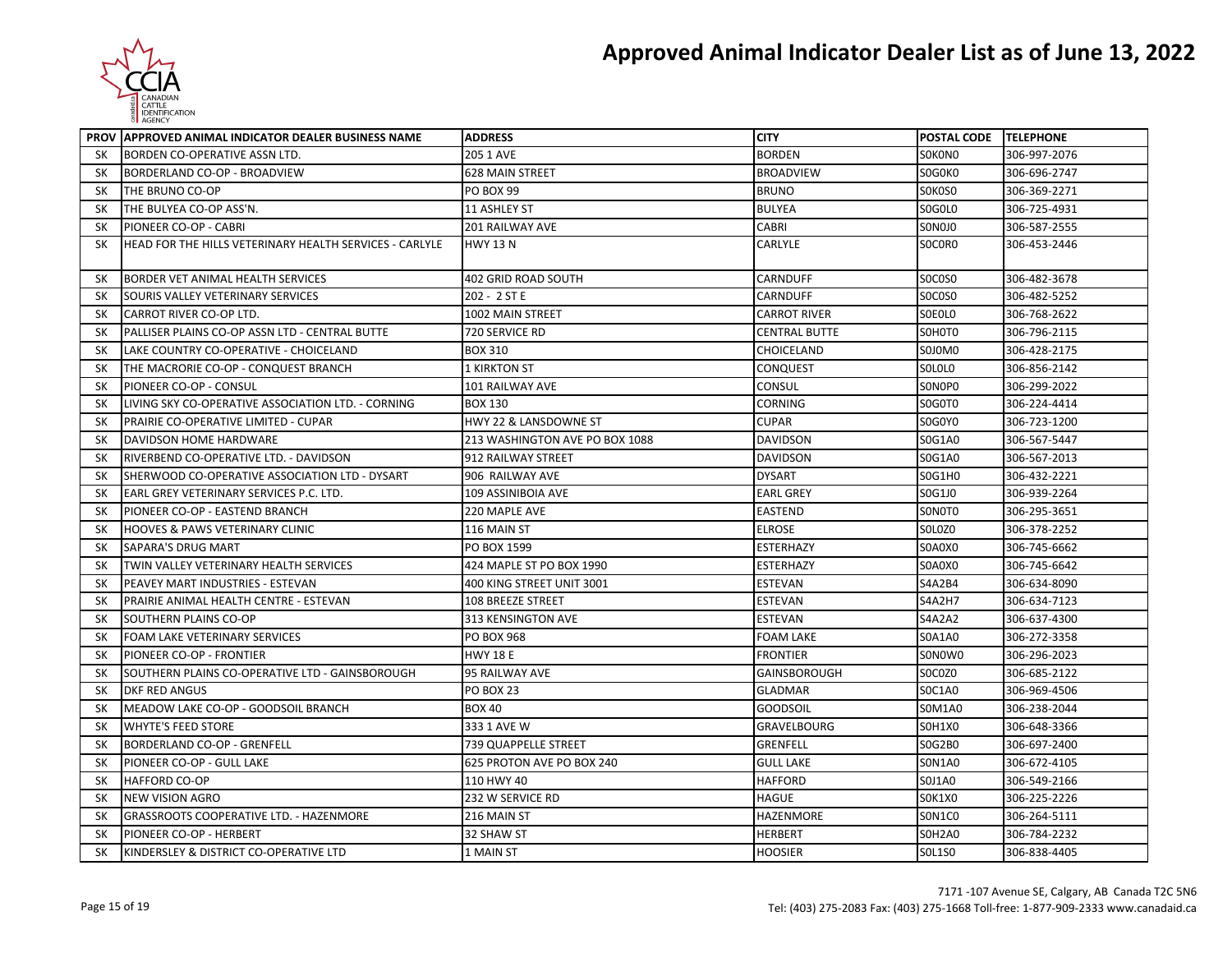# Approved Animal Indicator Dealer List as of June 13, 2022

| PROV | APPROVED ANIMAL INDICATOR DEALER BUSINESS NAME | ADDRESS | CITY | POSTAL CODE | TELEPHONE |
|---|---|---|---|---|---|
| SK | BORDEN CO-OPERATIVE ASSN LTD. | 205 1 AVE | BORDEN | S0K0N0 | 306-997-2076 |
| SK | BORDERLAND CO-OP - BROADVIEW | 628 MAIN STREET | BROADVIEW | S0G0K0 | 306-696-2747 |
| SK | THE BRUNO CO-OP | PO BOX 99 | BRUNO | S0K0S0 | 306-369-2271 |
| SK | THE BULYEA CO-OP ASS'N. | 11 ASHLEY ST | BULYEA | S0G0L0 | 306-725-4931 |
| SK | PIONEER CO-OP - CABRI | 201 RAILWAY AVE | CABRI | S0N0J0 | 306-587-2555 |
| SK | HEAD FOR THE HILLS VETERINARY HEALTH SERVICES - CARLYLE | HWY 13 N | CARLYLE | S0C0R0 | 306-453-2446 |
| SK | BORDER VET ANIMAL HEALTH SERVICES | 402 GRID ROAD SOUTH | CARNDUFF | S0C0S0 | 306-482-3678 |
| SK | SOURIS VALLEY VETERINARY SERVICES | 202 - 2 ST E | CARNDUFF | S0C0S0 | 306-482-5252 |
| SK | CARROT RIVER CO-OP LTD. | 1002 MAIN STREET | CARROT RIVER | S0E0L0 | 306-768-2622 |
| SK | PALLISER PLAINS CO-OP ASSN LTD - CENTRAL BUTTE | 720 SERVICE RD | CENTRAL BUTTE | S0H0T0 | 306-796-2115 |
| SK | LAKE COUNTRY CO-OPERATIVE - CHOICELAND | BOX 310 | CHOICELAND | S0J0M0 | 306-428-2175 |
| SK | THE MACRORIE CO-OP - CONQUEST BRANCH | 1 KIRKTON ST | CONQUEST | S0L0L0 | 306-856-2142 |
| SK | PIONEER CO-OP - CONSUL | 101 RAILWAY AVE | CONSUL | S0N0P0 | 306-299-2022 |
| SK | LIVING SKY CO-OPERATIVE ASSOCIATION LTD. - CORNING | BOX 130 | CORNING | S0G0T0 | 306-224-4414 |
| SK | PRAIRIE CO-OPERATIVE LIMITED - CUPAR | HWY 22 & LANSDOWNE ST | CUPAR | S0G0Y0 | 306-723-1200 |
| SK | DAVIDSON HOME HARDWARE | 213 WASHINGTON AVE PO BOX 1088 | DAVIDSON | S0G1A0 | 306-567-5447 |
| SK | RIVERBEND CO-OPERATIVE LTD. - DAVIDSON | 912 RAILWAY STREET | DAVIDSON | S0G1A0 | 306-567-2013 |
| SK | SHERWOOD CO-OPERATIVE ASSOCIATION LTD - DYSART | 906 RAILWAY AVE | DYSART | S0G1H0 | 306-432-2221 |
| SK | EARL GREY VETERINARY SERVICES P.C. LTD. | 109 ASSINIBOIA AVE | EARL GREY | S0G1J0 | 306-939-2264 |
| SK | PIONEER CO-OP - EASTEND BRANCH | 220 MAPLE AVE | EASTEND | S0N0T0 | 306-295-3651 |
| SK | HOOVES & PAWS VETERINARY CLINIC | 116 MAIN ST | ELROSE | S0L0Z0 | 306-378-2252 |
| SK | SAPARA'S DRUG MART | PO BOX 1599 | ESTERHAZY | S0A0X0 | 306-745-6662 |
| SK | TWIN VALLEY VETERINARY HEALTH SERVICES | 424 MAPLE ST PO BOX 1990 | ESTERHAZY | S0A0X0 | 306-745-6642 |
| SK | PEAVEY MART INDUSTRIES - ESTEVAN | 400 KING STREET UNIT 3001 | ESTEVAN | S4A2B4 | 306-634-8090 |
| SK | PRAIRIE ANIMAL HEALTH CENTRE - ESTEVAN | 108 BREEZE STREET | ESTEVAN | S4A2H7 | 306-634-7123 |
| SK | SOUTHERN PLAINS CO-OP | 313 KENSINGTON AVE | ESTEVAN | S4A2A2 | 306-637-4300 |
| SK | FOAM LAKE VETERINARY SERVICES | PO BOX 968 | FOAM LAKE | S0A1A0 | 306-272-3358 |
| SK | PIONEER CO-OP - FRONTIER | HWY 18 E | FRONTIER | S0N0W0 | 306-296-2023 |
| SK | SOUTHERN PLAINS CO-OPERATIVE LTD - GAINSBOROUGH | 95 RAILWAY AVE | GAINSBOROUGH | S0C0Z0 | 306-685-2122 |
| SK | DKF RED ANGUS | PO BOX 23 | GLADMAR | S0C1A0 | 306-969-4506 |
| SK | MEADOW LAKE CO-OP - GOODSOIL BRANCH | BOX 40 | GOODSOIL | S0M1A0 | 306-238-2044 |
| SK | WHYTE'S FEED STORE | 333 1 AVE W | GRAVELBOURG | S0H1X0 | 306-648-3366 |
| SK | BORDERLAND CO-OP - GRENFELL | 739 QUAPPELLE STREET | GRENFELL | S0G2B0 | 306-697-2400 |
| SK | PIONEER CO-OP - GULL LAKE | 625 PROTON AVE PO BOX 240 | GULL LAKE | S0N1A0 | 306-672-4105 |
| SK | HAFFORD CO-OP | 110 HWY 40 | HAFFORD | S0J1A0 | 306-549-2166 |
| SK | NEW VISION AGRO | 232 W SERVICE RD | HAGUE | S0K1X0 | 306-225-2226 |
| SK | GRASSROOTS COOPERATIVE LTD. - HAZENMORE | 216 MAIN ST | HAZENMORE | S0N1C0 | 306-264-5111 |
| SK | PIONEER CO-OP - HERBERT | 32 SHAW ST | HERBERT | S0H2A0 | 306-784-2232 |
| SK | KINDERSLEY & DISTRICT CO-OPERATIVE LTD | 1 MAIN ST | HOOSIER | S0L1S0 | 306-838-4405 |

7171 -107 Avenue SE, Calgary, AB Canada T2C 5N6
Tel: (403) 275-2083 Fax: (403) 275-1668 Toll-free: 1-877-909-2333 www.canadaid.ca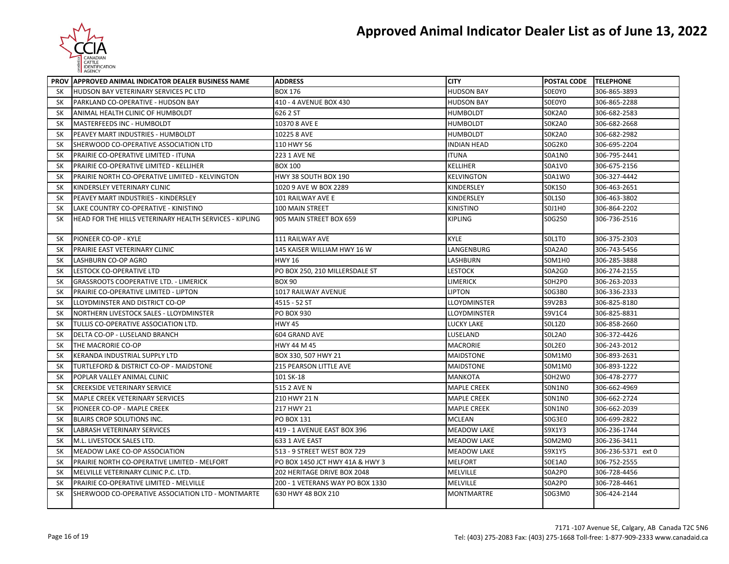# Approved Animal Indicator Dealer List as of June 13, 2022

| PROV | APPROVED ANIMAL INDICATOR DEALER BUSINESS NAME | ADDRESS | CITY | POSTAL CODE | TELEPHONE |
|---|---|---|---|---|---|
| SK | HUDSON BAY VETERINARY SERVICES PC LTD | BOX 176 | HUDSON BAY | S0E0Y0 | 306-865-3893 |
| SK | PARKLAND CO-OPERATIVE - HUDSON BAY | 410 - 4 AVENUE BOX 430 | HUDSON BAY | S0E0Y0 | 306-865-2288 |
| SK | ANIMAL HEALTH CLINIC OF HUMBOLDT | 626 2 ST | HUMBOLDT | S0K2A0 | 306-682-2583 |
| SK | MASTERFEEDS INC - HUMBOLDT | 10370 8 AVE E | HUMBOLDT | S0K2A0 | 306-682-2668 |
| SK | PEAVEY MART INDUSTRIES - HUMBOLDT | 10225 8 AVE | HUMBOLDT | S0K2A0 | 306-682-2982 |
| SK | SHERWOOD CO-OPERATIVE ASSOCIATION LTD | 110 HWY 56 | INDIAN HEAD | S0G2K0 | 306-695-2204 |
| SK | PRAIRIE CO-OPERATIVE LIMITED - ITUNA | 223 1 AVE NE | ITUNA | S0A1N0 | 306-795-2441 |
| SK | PRAIRIE CO-OPERATIVE LIMITED - KELLIHER | BOX 100 | KELLIHER | S0A1V0 | 306-675-2156 |
| SK | PRAIRIE NORTH CO-OPERATIVE LIMITED - KELVINGTON | HWY 38 SOUTH BOX 190 | KELVINGTON | S0A1W0 | 306-327-4442 |
| SK | KINDERSLEY VETERINARY CLINIC | 1020 9 AVE W BOX 2289 | KINDERSLEY | S0K1S0 | 306-463-2651 |
| SK | PEAVEY MART INDUSTRIES - KINDERSLEY | 101 RAILWAY AVE E | KINDERSLEY | S0L1S0 | 306-463-3802 |
| SK | LAKE COUNTRY CO-OPERATIVE - KINISTINO | 100 MAIN STREET | KINISTINO | S0J1H0 | 306-864-2202 |
| SK | HEAD FOR THE HILLS VETERINARY HEALTH SERVICES - KIPLING | 905 MAIN STREET BOX 659 | KIPLING | S0G2S0 | 306-736-2516 |
| SK | PIONEER CO-OP - KYLE | 111 RAILWAY AVE | KYLE | S0L1T0 | 306-375-2303 |
| SK | PRAIRIE EAST VETERINARY CLINIC | 145 KAISER WILLIAM HWY 16 W | LANGENBURG | S0A2A0 | 306-743-5456 |
| SK | LASHBURN CO-OP AGRO | HWY 16 | LASHBURN | S0M1H0 | 306-285-3888 |
| SK | LESTOCK CO-OPERATIVE LTD | PO BOX 250, 210 MILLERSDALE ST | LESTOCK | S0A2G0 | 306-274-2155 |
| SK | GRASSROOTS COOPERATIVE LTD. - LIMERICK | BOX 90 | LIMERICK | S0H2P0 | 306-263-2033 |
| SK | PRAIRIE CO-OPERATIVE LIMITED - LIPTON | 1017 RAILWAY AVENUE | LIPTON | S0G3B0 | 306-336-2333 |
| SK | LLOYDMINSTER AND DISTRICT CO-OP | 4515 - 52 ST | LLOYDMINSTER | S9V2B3 | 306-825-8180 |
| SK | NORTHERN LIVESTOCK SALES - LLOYDMINSTER | PO BOX 930 | LLOYDMINSTER | S9V1C4 | 306-825-8831 |
| SK | TULLIS CO-OPERATIVE ASSOCIATION LTD. | HWY 45 | LUCKY LAKE | S0L1Z0 | 306-858-2660 |
| SK | DELTA CO-OP - LUSELAND BRANCH | 604 GRAND AVE | LUSELAND | S0L2A0 | 306-372-4426 |
| SK | THE MACRORIE CO-OP | HWY 44 M 45 | MACRORIE | S0L2E0 | 306-243-2012 |
| SK | KERANDA INDUSTRIAL SUPPLY LTD | BOX 330, 507 HWY 21 | MAIDSTONE | S0M1M0 | 306-893-2631 |
| SK | TURTLEFORD & DISTRICT CO-OP - MAIDSTONE | 215 PEARSON LITTLE AVE | MAIDSTONE | S0M1M0 | 306-893-1222 |
| SK | POPLAR VALLEY ANIMAL CLINIC | 101 SK-18 | MANKOTA | S0H2W0 | 306-478-2777 |
| SK | CREEKSIDE VETERINARY SERVICE | 515 2 AVE N | MAPLE CREEK | S0N1N0 | 306-662-4969 |
| SK | MAPLE CREEK VETERINARY SERVICES | 210 HWY 21 N | MAPLE CREEK | S0N1N0 | 306-662-2724 |
| SK | PIONEER CO-OP - MAPLE CREEK | 217 HWY 21 | MAPLE CREEK | S0N1N0 | 306-662-2039 |
| SK | BLAIRS CROP SOLUTIONS INC. | PO BOX 131 | MCLEAN | S0G3E0 | 306-699-2822 |
| SK | LABRASH VETERINARY SERVICES | 419 - 1 AVENUE EAST BOX 396 | MEADOW LAKE | S9X1Y3 | 306-236-1744 |
| SK | M.L. LIVESTOCK SALES LTD. | 633 1 AVE EAST | MEADOW LAKE | S0M2M0 | 306-236-3411 |
| SK | MEADOW LAKE CO-OP ASSOCIATION | 513 - 9 STREET WEST BOX 729 | MEADOW LAKE | S9X1Y5 | 306-236-5371 ext 0 |
| SK | PRAIRIE NORTH CO-OPERATIVE LIMITED - MELFORT | PO BOX 1450 JCT HWY 41A & HWY 3 | MELFORT | S0E1A0 | 306-752-2555 |
| SK | MELVILLE VETERINARY CLINIC P.C. LTD. | 202 HERITAGE DRIVE BOX 2048 | MELVILLE | S0A2P0 | 306-728-4456 |
| SK | PRAIRIE CO-OPERATIVE LIMITED - MELVILLE | 200 - 1 VETERANS WAY PO BOX 1330 | MELVILLE | S0A2P0 | 306-728-4461 |
| SK | SHERWOOD CO-OPERATIVE ASSOCIATION LTD - MONTMARTE | 630 HWY 48 BOX 210 | MONTMARTRE | S0G3M0 | 306-424-2144 |

7171 -107 Avenue SE, Calgary, AB Canada T2C 5N6
Tel: (403) 275-2083 Fax: (403) 275-1668 Toll-free: 1-877-909-2333 www.canadaid.ca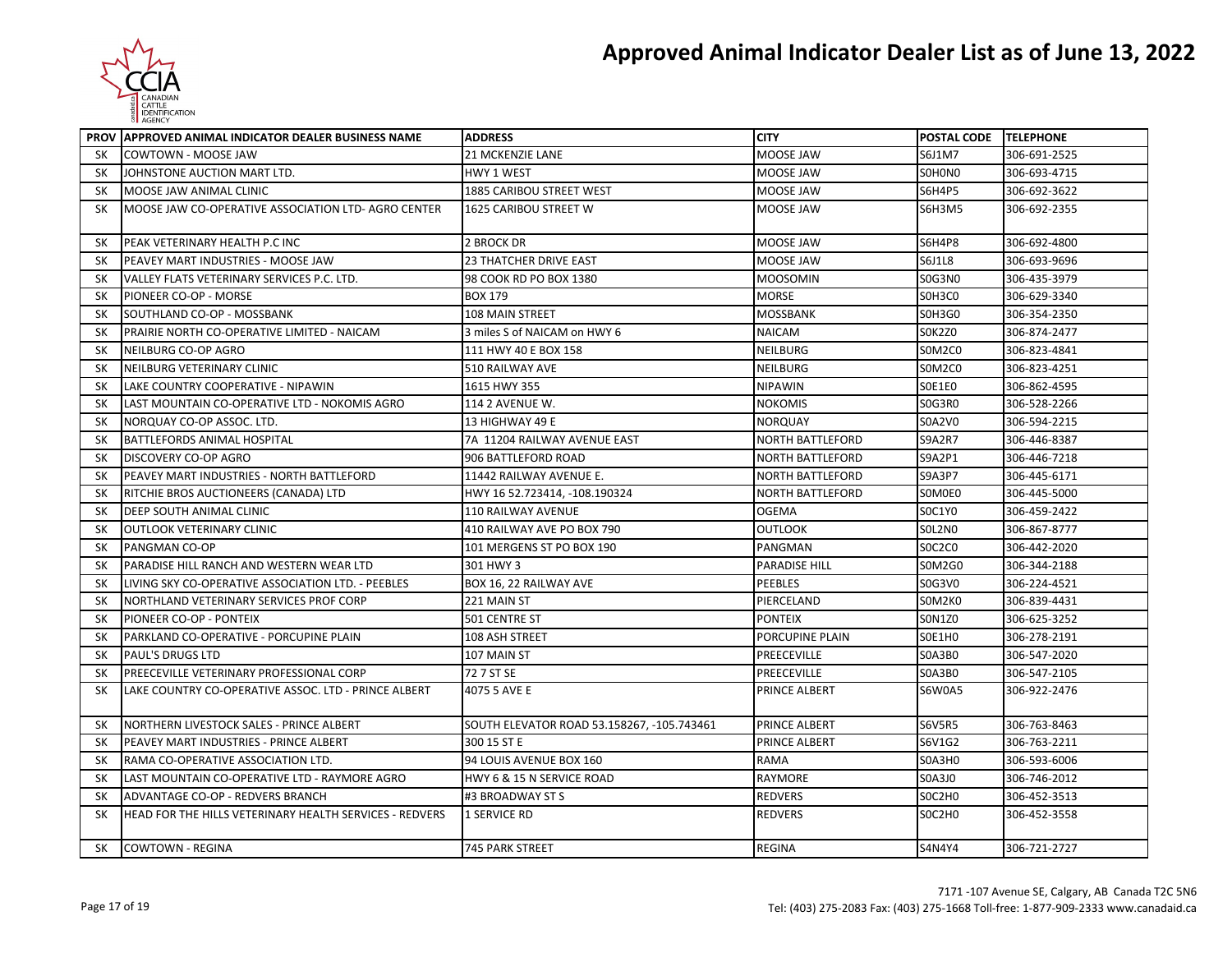# Approved Animal Indicator Dealer List as of June 13, 2022

| PROV | APPROVED ANIMAL INDICATOR DEALER BUSINESS NAME | ADDRESS | CITY | POSTAL CODE | TELEPHONE |
|---|---|---|---|---|---|
| SK | COWTOWN - MOOSE JAW | 21 MCKENZIE LANE | MOOSE JAW | S6J1M7 | 306-691-2525 |
| SK | JOHNSTONE AUCTION MART LTD. | HWY 1 WEST | MOOSE JAW | S0H0N0 | 306-693-4715 |
| SK | MOOSE JAW ANIMAL CLINIC | 1885 CARIBOU STREET WEST | MOOSE JAW | S6H4P5 | 306-692-3622 |
| SK | MOOSE JAW CO-OPERATIVE ASSOCIATION LTD- AGRO CENTER | 1625 CARIBOU STREET W | MOOSE JAW | S6H3M5 | 306-692-2355 |
| SK | PEAK VETERINARY HEALTH P.C INC | 2 BROCK DR | MOOSE JAW | S6H4P8 | 306-692-4800 |
| SK | PEAVEY MART INDUSTRIES - MOOSE JAW | 23 THATCHER DRIVE EAST | MOOSE JAW | S6J1L8 | 306-693-9696 |
| SK | VALLEY FLATS VETERINARY SERVICES P.C. LTD. | 98 COOK RD PO BOX 1380 | MOOSOMIN | S0G3N0 | 306-435-3979 |
| SK | PIONEER CO-OP - MORSE | BOX 179 | MORSE | S0H3C0 | 306-629-3340 |
| SK | SOUTHLAND CO-OP - MOSSBANK | 108 MAIN STREET | MOSSBANK | S0H3G0 | 306-354-2350 |
| SK | PRAIRIE NORTH CO-OPERATIVE LIMITED - NAICAM | 3 miles S of NAICAM on HWY 6 | NAICAM | S0K2Z0 | 306-874-2477 |
| SK | NEILBURG CO-OP AGRO | 111 HWY 40 E BOX 158 | NEILBURG | S0M2C0 | 306-823-4841 |
| SK | NEILBURG VETERINARY CLINIC | 510 RAILWAY AVE | NEILBURG | S0M2C0 | 306-823-4251 |
| SK | LAKE COUNTRY COOPERATIVE - NIPAWIN | 1615 HWY 355 | NIPAWIN | S0E1E0 | 306-862-4595 |
| SK | LAST MOUNTAIN CO-OPERATIVE LTD - NOKOMIS AGRO | 114 2 AVENUE W. | NOKOMIS | S0G3R0 | 306-528-2266 |
| SK | NORQUAY CO-OP ASSOC. LTD. | 13 HIGHWAY 49 E | NORQUAY | S0A2V0 | 306-594-2215 |
| SK | BATTLEFORDS ANIMAL HOSPITAL | 7A 11204 RAILWAY AVENUE EAST | NORTH BATTLEFORD | S9A2R7 | 306-446-8387 |
| SK | DISCOVERY CO-OP AGRO | 906 BATTLEFORD ROAD | NORTH BATTLEFORD | S9A2P1 | 306-446-7218 |
| SK | PEAVEY MART INDUSTRIES - NORTH BATTLEFORD | 11442 RAILWAY AVENUE E. | NORTH BATTLEFORD | S9A3P7 | 306-445-6171 |
| SK | RITCHIE BROS AUCTIONEERS (CANADA) LTD | HWY 16 52.723414, -108.190324 | NORTH BATTLEFORD | S0M0E0 | 306-445-5000 |
| SK | DEEP SOUTH ANIMAL CLINIC | 110 RAILWAY AVENUE | OGEMA | S0C1Y0 | 306-459-2422 |
| SK | OUTLOOK VETERINARY CLINIC | 410 RAILWAY AVE PO BOX 790 | OUTLOOK | S0L2N0 | 306-867-8777 |
| SK | PANGMAN CO-OP | 101 MERGENS ST PO BOX 190 | PANGMAN | S0C2C0 | 306-442-2020 |
| SK | PARADISE HILL RANCH AND WESTERN WEAR LTD | 301 HWY 3 | PARADISE HILL | S0M2G0 | 306-344-2188 |
| SK | LIVING SKY CO-OPERATIVE ASSOCIATION LTD. - PEEBLES | BOX 16, 22 RAILWAY AVE | PEEBLES | S0G3V0 | 306-224-4521 |
| SK | NORTHLAND VETERINARY SERVICES PROF CORP | 221 MAIN ST | PIERCELAND | S0M2K0 | 306-839-4431 |
| SK | PIONEER CO-OP - PONTEIX | 501 CENTRE ST | PONTEIX | S0N1Z0 | 306-625-3252 |
| SK | PARKLAND CO-OPERATIVE - PORCUPINE PLAIN | 108 ASH STREET | PORCUPINE PLAIN | S0E1H0 | 306-278-2191 |
| SK | PAUL'S DRUGS LTD | 107 MAIN ST | PREECEVILLE | S0A3B0 | 306-547-2020 |
| SK | PREECEVILLE VETERINARY PROFESSIONAL CORP | 72 7 ST SE | PREECEVILLE | S0A3B0 | 306-547-2105 |
| SK | LAKE COUNTRY CO-OPERATIVE ASSOC. LTD - PRINCE ALBERT | 4075 5 AVE E | PRINCE ALBERT | S6W0A5 | 306-922-2476 |
| SK | NORTHERN LIVESTOCK SALES - PRINCE ALBERT | SOUTH ELEVATOR ROAD 53.158267, -105.743461 | PRINCE ALBERT | S6V5R5 | 306-763-8463 |
| SK | PEAVEY MART INDUSTRIES - PRINCE ALBERT | 300 15 ST E | PRINCE ALBERT | S6V1G2 | 306-763-2211 |
| SK | RAMA CO-OPERATIVE ASSOCIATION LTD. | 94 LOUIS AVENUE BOX 160 | RAMA | S0A3H0 | 306-593-6006 |
| SK | LAST MOUNTAIN CO-OPERATIVE LTD - RAYMORE AGRO | HWY 6 & 15 N SERVICE ROAD | RAYMORE | S0A3J0 | 306-746-2012 |
| SK | ADVANTAGE CO-OP - REDVERS BRANCH | #3 BROADWAY ST S | REDVERS | S0C2H0 | 306-452-3513 |
| SK | HEAD FOR THE HILLS VETERINARY HEALTH SERVICES - REDVERS | 1 SERVICE RD | REDVERS | S0C2H0 | 306-452-3558 |
| SK | COWTOWN - REGINA | 745 PARK STREET | REGINA | S4N4Y4 | 306-721-2727 |

7171 -107 Avenue SE, Calgary, AB Canada T2C 5N6
Tel: (403) 275-2083 Fax: (403) 275-1668 Toll-free: 1-877-909-2333 www.canadaid.ca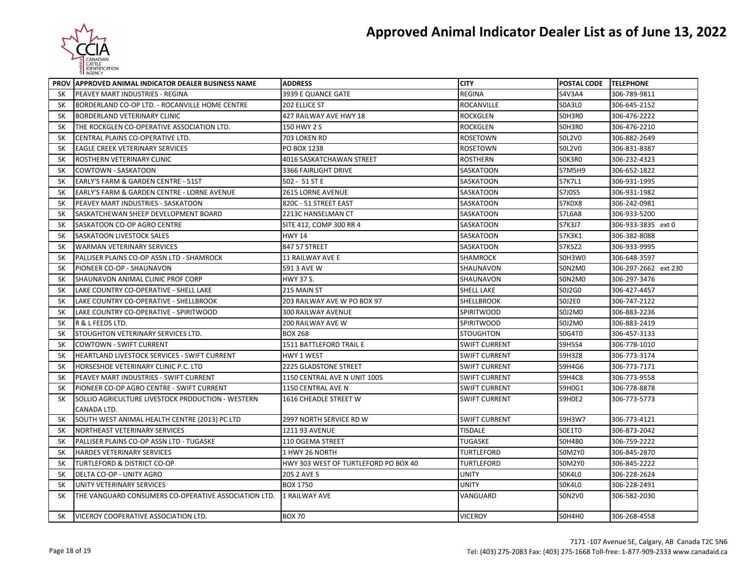# Approved Animal Indicator Dealer List as of June 13, 2022

| PROV | APPROVED ANIMAL INDICATOR DEALER BUSINESS NAME | ADDRESS | CITY | POSTAL CODE | TELEPHONE |
|---|---|---|---|---|---|
| SK | PEAVEY MART INDUSTRIES - REGINA | 3939 E QUANCE GATE | REGINA | S4V3A4 | 306-789-9811 |
| SK | BORDERLAND CO-OP LTD. - ROCANVILLE HOME CENTRE | 202 ELLICE ST | ROCANVILLE | S0A3L0 | 306-645-2152 |
| SK | BORDERLAND VETERINARY CLINIC | 427 RAILWAY AVE HWY 18 | ROCKGLEN | S0H3R0 | 306-476-2222 |
| SK | THE ROCKGLEN CO-OPERATIVE ASSOCIATION LTD. | 150 HWY 2 S | ROCKGLEN | S0H3R0 | 306-476-2210 |
| SK | CENTRAL PLAINS CO-OPERATIVE LTD. | 703 LOKEN RD | ROSETOWN | S0L2V0 | 306-882-2649 |
| SK | EAGLE CREEK VETERINARY SERVICES | PO BOX 1238 | ROSETOWN | S0L2V0 | 306-831-8387 |
| SK | ROSTHERN VETERINARY CLINIC | 4016 SASKATCHAWAN STREET | ROSTHERN | S0K3R0 | 306-232-4323 |
| SK | COWTOWN - SASKATOON | 3366 FAIRLIGHT DRIVE | SASKATOON | S7M5H9 | 306-652-1822 |
| SK | EARLY'S FARM & GARDEN CENTRE - 51ST | 502 - 51 ST E | SASKATOON | S7K7L1 | 306-931-1995 |
| SK | EARLY'S FARM & GARDEN CENTRE - LORNE AVENUE | 2615 LORNE AVENUE | SASKATOON | S7J0S5 | 306-931-1982 |
| SK | PEAVEY MART INDUSTRIES - SASKATOON | 820C - 51 STREET EAST | SASKATOON | S7K0X8 | 306-242-0981 |
| SK | SASKATCHEWAN SHEEP DEVELOPMENT BOARD | 2213C HANSELMAN CT | SASKATOON | S7L6A8 | 306-933-5200 |
| SK | SASKATOON CO-OP AGRO CENTRE | SITE 412, COMP 300 RR 4 | SASKATOON | S7K3J7 | 306-933-3835 ext 0 |
| SK | SASKATOON LIVESTOCK SALES | HWY 14 | SASKATOON | S7K3K1 | 306-382-8088 |
| SK | WARMAN VETERINARY SERVICES | 847 57 STREET | SASKATOON | S7K5Z2 | 306-933-9995 |
| SK | PALLISER PLAINS CO-OP ASSN LTD - SHAMROCK | 11 RAILWAY AVE E | SHAMROCK | S0H3W0 | 306-648-3597 |
| SK | PIONEER CO-OP - SHAUNAVON | 591 3 AVE W | SHAUNAVON | S0N2M0 | 306-297-2662 ext 230 |
| SK | SHAUNAVON ANIMAL CLINIC PROF CORP | HWY 37 S. | SHAUNAVON | S0N2M0 | 306-297-3476 |
| SK | LAKE COUNTRY CO-OPERATIVE - SHELL LAKE | 215 MAIN ST | SHELL LAKE | S0J2G0 | 306-427-4457 |
| SK | LAKE COUNTRY CO-OPERATIVE - SHELLBROOK | 203 RAILWAY AVE W PO BOX 97 | SHELLBROOK | S0J2E0 | 306-747-2122 |
| SK | LAKE COUNTRY CO-OPERATIVE - SPIRITWOOD | 300 RAILWAY AVENUE | SPIRITWOOD | S0J2M0 | 306-883-2236 |
| SK | R & L FEEDS LTD. | 200 RAILWAY AVE W | SPIRITWOOD | S0J2M0 | 306-883-2419 |
| SK | STOUGHTON VETERINARY SERVICES LTD. | BOX 268 | STOUGHTON | S0G4T0 | 306-457-3133 |
| SK | COWTOWN - SWIFT CURRENT | 1511 BATTLEFORD TRAIL E | SWIFT CURRENT | S9H5S4 | 306-778-1010 |
| SK | HEARTLAND LIVESTOCK SERVICES - SWIFT CURRENT | HWY 1 WEST | SWIFT CURRENT | S9H3Z8 | 306-773-3174 |
| SK | HORSESHOE VETERINARY CLINIC P.C. LTD | 2225 GLADSTONE STREET | SWIFT CURRENT | S9H4G6 | 306-773-7171 |
| SK | PEAVEY MART INDUSTRIES - SWIFT CURRENT | 1150 CENTRAL AVE N UNIT 1005 | SWIFT CURRENT | S9H4C8 | 306-773-9558 |
| SK | PIONEER CO-OP AGRO CENTRE - SWIFT CURRENT | 1150 CENTRAL AVE N | SWIFT CURRENT | S9H0G1 | 306-778-8878 |
| SK | SOLLIO AGRICULTURE LIVESTOCK PRODUCTION - WESTERN CANADA LTD. | 1616 CHEADLE STREET W | SWIFT CURRENT | S9H0E2 | 306-773-5773 |
| SK | SOUTH WEST ANIMAL HEALTH CENTRE (2013) PC LTD | 2997 NORTH SERVICE RD W | SWIFT CURRENT | S9H3W7 | 306-773-4121 |
| SK | NORTHEAST VETERINARY SERVICES | 1211 93 AVENUE | TISDALE | S0E1T0 | 306-873-2042 |
| SK | PALLISER PLAINS CO-OP ASSN LTD - TUGASKE | 110 OGEMA STREET | TUGASKE | S0H4B0 | 306-759-2222 |
| SK | HARDES VETERINARY SERVICES | 1 HWY 26 NORTH | TURTLEFORD | S0M2Y0 | 306-845-2870 |
| SK | TURTLEFORD & DISTRICT CO-OP | HWY 303 WEST OF TURTLEFORD PO BOX 40 | TURTLEFORD | S0M2Y0 | 306-845-2222 |
| SK | DELTA CO-OP - UNITY AGRO | 205 2 AVE S | UNITY | S0K4L0 | 306-228-2624 |
| SK | UNITY VETERINARY SERVICES | BOX 1750 | UNITY | S0K4L0 | 306-228-2491 |
| SK | THE VANGUARD CONSUMERS CO-OPERATIVE ASSOCIATION LTD. | 1 RAILWAY AVE | VANGUARD | S0N2V0 | 306-582-2030 |
| SK | VICEROY COOPERATIVE ASSOCIATION LTD. | BOX 70 | VICEROY | S0H4H0 | 306-268-4558 |

7171 -107 Avenue SE, Calgary, AB Canada T2C 5N6
Tel: (403) 275-2083 Fax: (403) 275-1668 Toll-free: 1-877-909-2333 www.canadaid.ca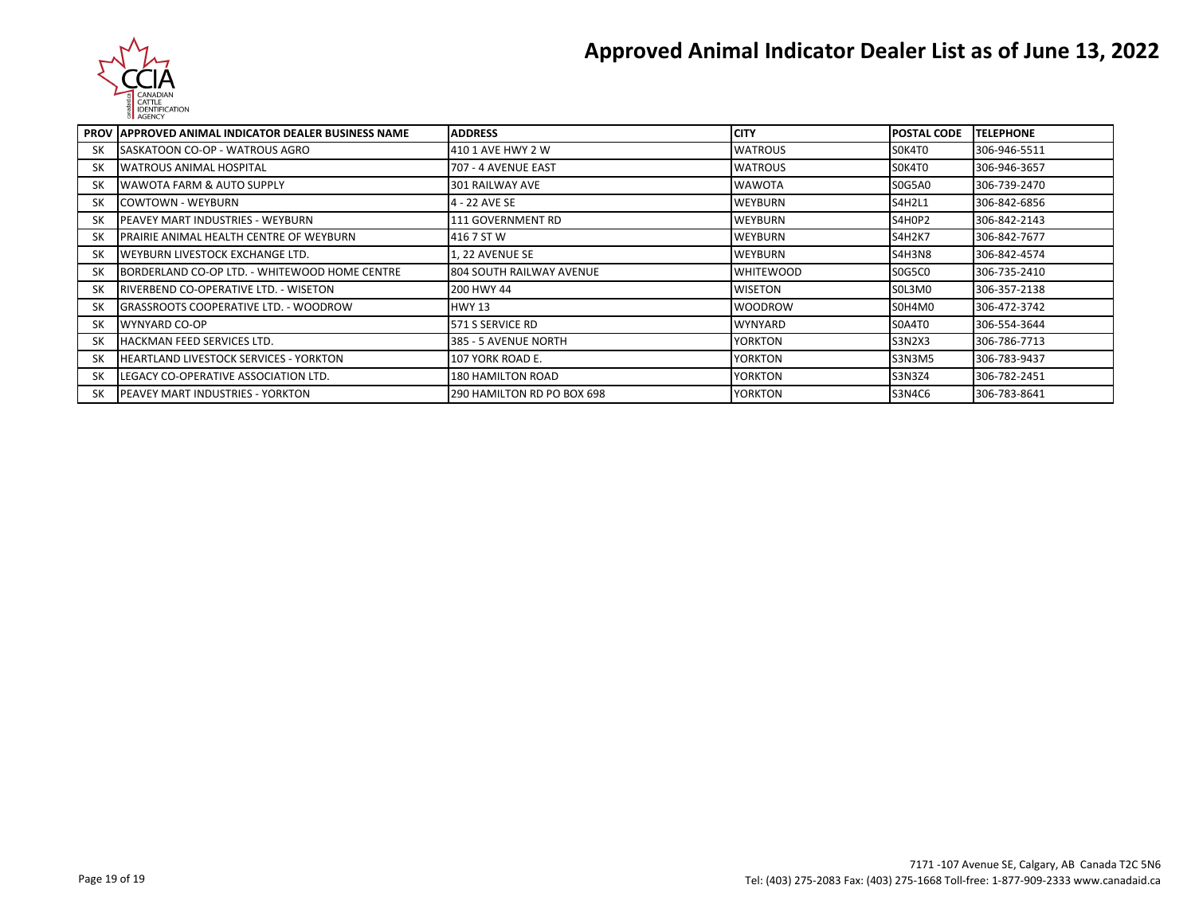# Approved Animal Indicator Dealer List as of June 13, 2022

| PROV | APPROVED ANIMAL INDICATOR DEALER BUSINESS NAME | ADDRESS | CITY | POSTAL CODE | TELEPHONE |
|---|---|---|---|---|---|
| SK | SASKATOON CO-OP - WATROUS AGRO | 410 1 AVE HWY 2 W | WATROUS | S0K4T0 | 306-946-5511 |
| SK | WATROUS ANIMAL HOSPITAL | 707 - 4 AVENUE EAST | WATROUS | S0K4T0 | 306-946-3657 |
| SK | WAWOTA FARM & AUTO SUPPLY | 301 RAILWAY AVE | WAWOTA | S0G5A0 | 306-739-2470 |
| SK | COWTOWN - WEYBURN | 4 - 22 AVE SE | WEYBURN | S4H2L1 | 306-842-6856 |
| SK | PEAVEY MART INDUSTRIES - WEYBURN | 111 GOVERNMENT RD | WEYBURN | S4H0P2 | 306-842-2143 |
| SK | PRAIRIE ANIMAL HEALTH CENTRE OF WEYBURN | 416 7 ST W | WEYBURN | S4H2K7 | 306-842-7677 |
| SK | WEYBURN LIVESTOCK EXCHANGE LTD. | 1, 22 AVENUE SE | WEYBURN | S4H3N8 | 306-842-4574 |
| SK | BORDERLAND CO-OP LTD. - WHITEWOOD HOME CENTRE | 804 SOUTH RAILWAY AVENUE | WHITEWOOD | S0G5C0 | 306-735-2410 |
| SK | RIVERBEND CO-OPERATIVE LTD. - WISETON | 200 HWY 44 | WISETON | S0L3M0 | 306-357-2138 |
| SK | GRASSROOTS COOPERATIVE LTD. - WOODROW | HWY 13 | WOODROW | S0H4M0 | 306-472-3742 |
| SK | WYNYARD CO-OP | 571 S SERVICE RD | WYNYARD | S0A4T0 | 306-554-3644 |
| SK | HACKMAN FEED SERVICES LTD. | 385 - 5 AVENUE NORTH | YORKTON | S3N2X3 | 306-786-7713 |
| SK | HEARTLAND LIVESTOCK SERVICES - YORKTON | 107 YORK ROAD E. | YORKTON | S3N3M5 | 306-783-9437 |
| SK | LEGACY CO-OPERATIVE ASSOCIATION LTD. | 180 HAMILTON ROAD | YORKTON | S3N3Z4 | 306-782-2451 |
| SK | PEAVEY MART INDUSTRIES - YORKTON | 290 HAMILTON RD PO BOX 698 | YORKTON | S3N4C6 | 306-783-8641 |

7171 -107 Avenue SE, Calgary, AB Canada T2C 5N6
Tel: (403) 275-2083 Fax: (403) 275-1668 Toll-free: 1-877-909-2333 www.canadaid.ca